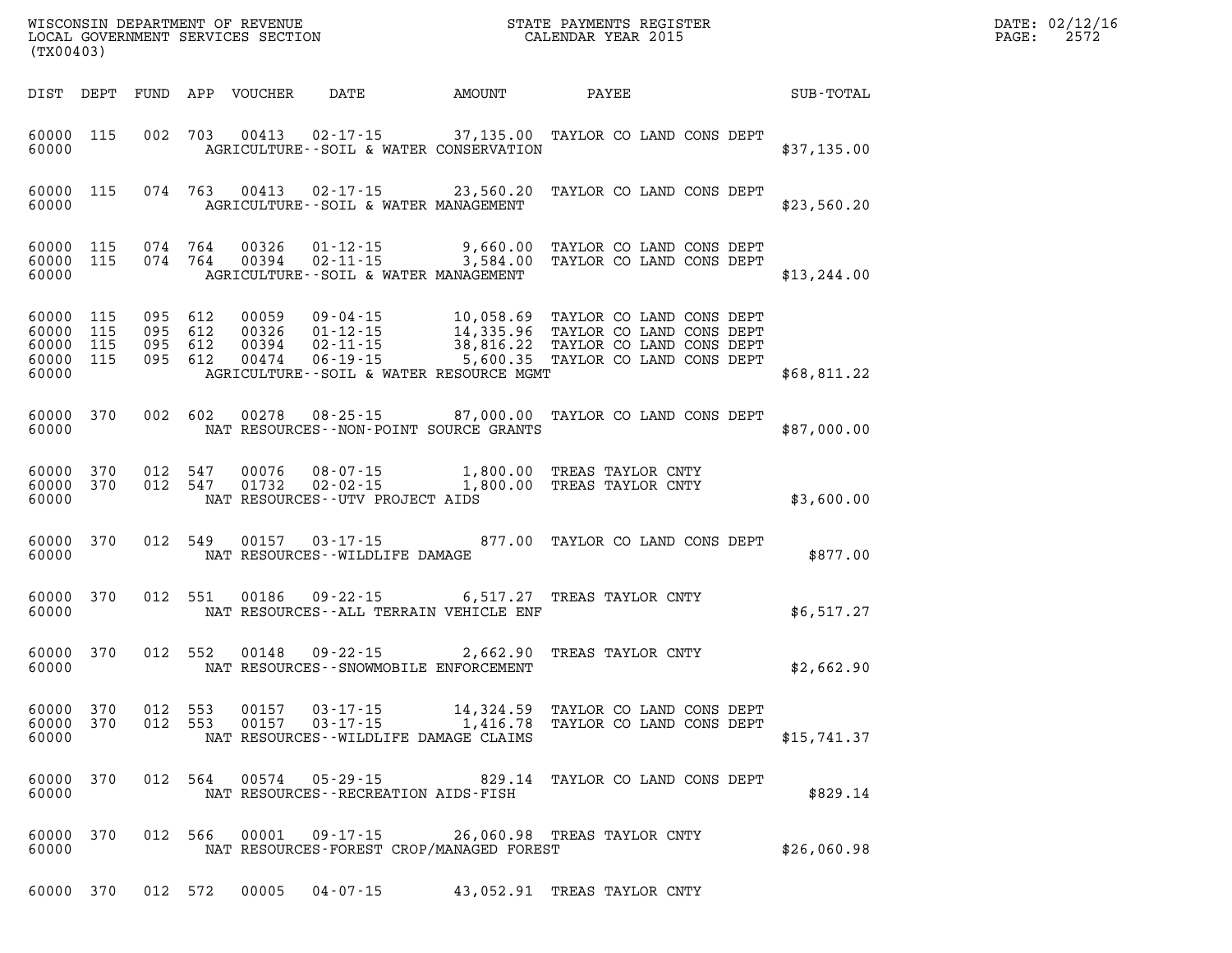WISCONSIN DEPARTMENT OF REVENUE
LOCAL GOVERNMENT SERVICES SECTION
(TX00403)

STATE PAYMENTS REGISTER
CALENDAR YEAR 2015

DATE: 02/12/16

| DIST | DEPT | FUND | APP | VOUCHER | DATE | AMOUNT | PAYEE | SUB-TOTAL |
|---|---|---|---|---|---|---|---|---|
| 60000 | 115 | 002 | 703 | 00413 | 02-17-15 | 37,135.00 | TAYLOR CO LAND CONS DEPT | |
| 60000 | | | | | AGRICULTURE--SOIL & WATER CONSERVATION | | | $37,135.00 |
| 60000 | 115 | 074 | 763 | 00413 | 02-17-15 | 23,560.20 | TAYLOR CO LAND CONS DEPT | |
| 60000 | | | | | AGRICULTURE--SOIL & WATER MANAGEMENT | | | $23,560.20 |
| 60000 | 115 | 074 | 764 | 00326 | 01-12-15 | 9,660.00 | TAYLOR CO LAND CONS DEPT | |
| 60000 | 115 | 074 | 764 | 00394 | 02-11-15 | 3,584.00 | TAYLOR CO LAND CONS DEPT | |
| 60000 | | | | | AGRICULTURE--SOIL & WATER MANAGEMENT | | | $13,244.00 |
| 60000 | 115 | 095 | 612 | 00059 | 09-04-15 | 10,058.69 | TAYLOR CO LAND CONS DEPT | |
| 60000 | 115 | 095 | 612 | 00326 | 01-12-15 | 14,335.96 | TAYLOR CO LAND CONS DEPT | |
| 60000 | 115 | 095 | 612 | 00394 | 02-11-15 | 38,816.22 | TAYLOR CO LAND CONS DEPT | |
| 60000 | 115 | 095 | 612 | 00474 | 06-19-15 | 5,600.35 | TAYLOR CO LAND CONS DEPT | |
| 60000 | | | | | AGRICULTURE--SOIL & WATER RESOURCE MGMT | | | $68,811.22 |
| 60000 | 370 | 002 | 602 | 00278 | 08-25-15 | 87,000.00 | TAYLOR CO LAND CONS DEPT | |
| 60000 | | | | | NAT RESOURCES--NON-POINT SOURCE GRANTS | | | $87,000.00 |
| 60000 | 370 | 012 | 547 | 00076 | 08-07-15 | 1,800.00 | TREAS TAYLOR CNTY | |
| 60000 | 370 | 012 | 547 | 01732 | 02-02-15 | 1,800.00 | TREAS TAYLOR CNTY | |
| 60000 | | | | | NAT RESOURCES--UTV PROJECT AIDS | | | $3,600.00 |
| 60000 | 370 | 012 | 549 | 00157 | 03-17-15 | 877.00 | TAYLOR CO LAND CONS DEPT | |
| 60000 | | | | | NAT RESOURCES--WILDLIFE DAMAGE | | | $877.00 |
| 60000 | 370 | 012 | 551 | 00186 | 09-22-15 | 6,517.27 | TREAS TAYLOR CNTY | |
| 60000 | | | | | NAT RESOURCES--ALL TERRAIN VEHICLE ENF | | | $6,517.27 |
| 60000 | 370 | 012 | 552 | 00148 | 09-22-15 | 2,662.90 | TREAS TAYLOR CNTY | |
| 60000 | | | | | NAT RESOURCES--SNOWMOBILE ENFORCEMENT | | | $2,662.90 |
| 60000 | 370 | 012 | 553 | 00157 | 03-17-15 | 14,324.59 | TAYLOR CO LAND CONS DEPT | |
| 60000 | 370 | 012 | 553 | 00157 | 03-17-15 | 1,416.78 | TAYLOR CO LAND CONS DEPT | |
| 60000 | | | | | NAT RESOURCES--WILDLIFE DAMAGE CLAIMS | | | $15,741.37 |
| 60000 | 370 | 012 | 564 | 00574 | 05-29-15 | 829.14 | TAYLOR CO LAND CONS DEPT | |
| 60000 | | | | | NAT RESOURCES--RECREATION AIDS-FISH | | | $829.14 |
| 60000 | 370 | 012 | 566 | 00001 | 09-17-15 | 26,060.98 | TREAS TAYLOR CNTY | |
| 60000 | | | | | NAT RESOURCES-FOREST CROP/MANAGED FOREST | | | $26,060.98 |
| 60000 | 370 | 012 | 572 | 00005 | 04-07-15 | 43,052.91 | TREAS TAYLOR CNTY | |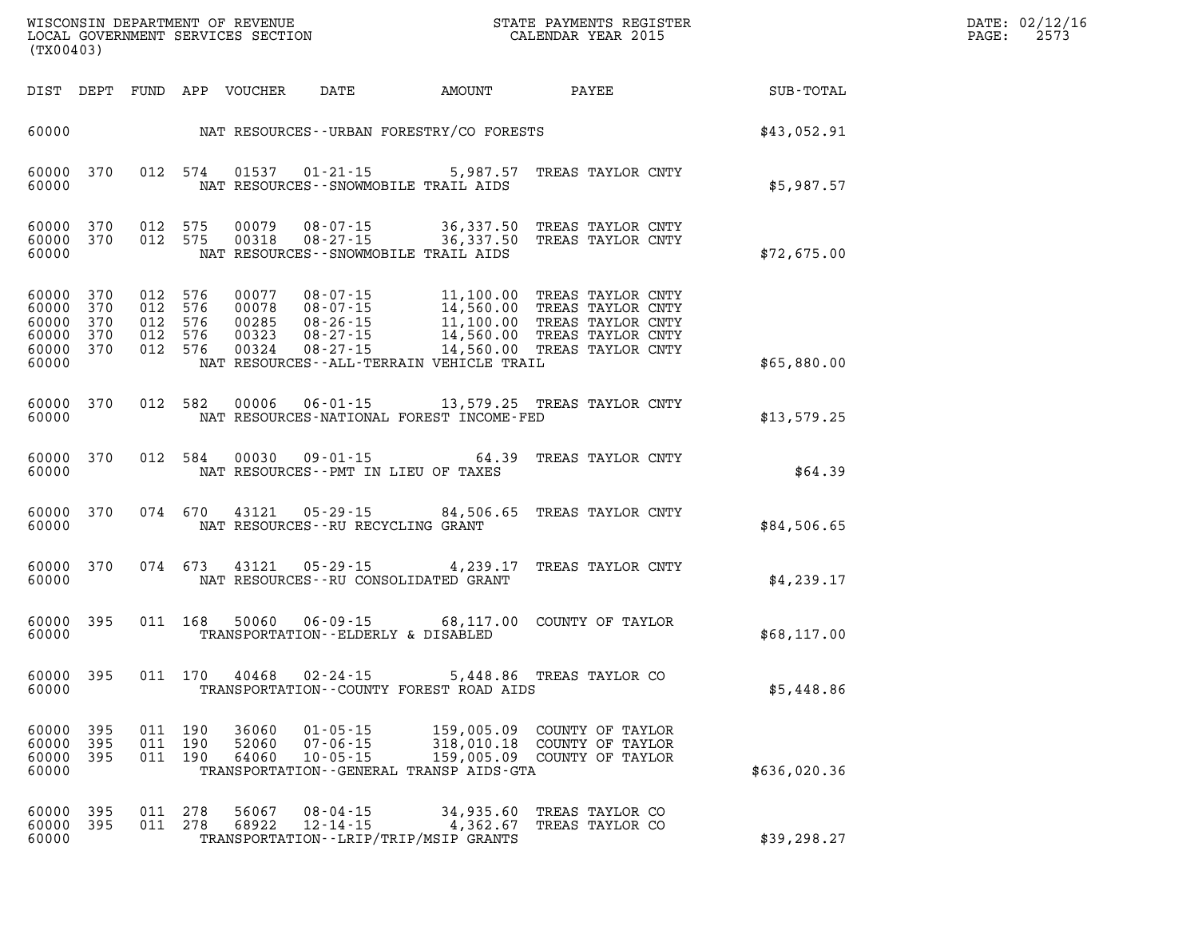| DIST | DEPT | FUND | APP | VOUCHER | DATE | AMOUNT | PAYEE | SUB-TOTAL |
|---|---|---|---|---|---|---|---|---|
| 60000 | | | | | NAT RESOURCES--URBAN FORESTRY/CO FORESTS | | | $43,052.91 |
| 60000 | 370 | 012 | 574 | 01537 | 01-21-15 | 5,987.57 | TREAS TAYLOR CNTY | |
| 60000 | | | | | NAT RESOURCES--SNOWMOBILE TRAIL AIDS | | | $5,987.57 |
| 60000 | 370 | 012 | 575 | 00079 | 08-07-15 | 36,337.50 | TREAS TAYLOR CNTY | |
| 60000 | 370 | 012 | 575 | 00318 | 08-27-15 | 36,337.50 | TREAS TAYLOR CNTY | |
| 60000 | | | | | NAT RESOURCES--SNOWMOBILE TRAIL AIDS | | | $72,675.00 |
| 60000 | 370 | 012 | 576 | 00077 | 08-07-15 | 11,100.00 | TREAS TAYLOR CNTY | |
| 60000 | 370 | 012 | 576 | 00078 | 08-07-15 | 14,560.00 | TREAS TAYLOR CNTY | |
| 60000 | 370 | 012 | 576 | 00285 | 08-26-15 | 11,100.00 | TREAS TAYLOR CNTY | |
| 60000 | 370 | 012 | 576 | 00323 | 08-27-15 | 14,560.00 | TREAS TAYLOR CNTY | |
| 60000 | 370 | 012 | 576 | 00324 | 08-27-15 | 14,560.00 | TREAS TAYLOR CNTY | |
| 60000 | | | | | NAT RESOURCES--ALL-TERRAIN VEHICLE TRAIL | | | $65,880.00 |
| 60000 | 370 | 012 | 582 | 00006 | 06-01-15 | 13,579.25 | TREAS TAYLOR CNTY | |
| 60000 | | | | | NAT RESOURCES-NATIONAL FOREST INCOME-FED | | | $13,579.25 |
| 60000 | 370 | 012 | 584 | 00030 | 09-01-15 | 64.39 | TREAS TAYLOR CNTY | |
| 60000 | | | | | NAT RESOURCES--PMT IN LIEU OF TAXES | | | $64.39 |
| 60000 | 370 | 074 | 670 | 43121 | 05-29-15 | 84,506.65 | TREAS TAYLOR CNTY | |
| 60000 | | | | | NAT RESOURCES--RU RECYCLING GRANT | | | $84,506.65 |
| 60000 | 370 | 074 | 673 | 43121 | 05-29-15 | 4,239.17 | TREAS TAYLOR CNTY | |
| 60000 | | | | | NAT RESOURCES--RU CONSOLIDATED GRANT | | | $4,239.17 |
| 60000 | 395 | 011 | 168 | 50060 | 06-09-15 | 68,117.00 | COUNTY OF TAYLOR | |
| 60000 | | | | | TRANSPORTATION--ELDERLY & DISABLED | | | $68,117.00 |
| 60000 | 395 | 011 | 170 | 40468 | 02-24-15 | 5,448.86 | TREAS TAYLOR CO | |
| 60000 | | | | | TRANSPORTATION--COUNTY FOREST ROAD AIDS | | | $5,448.86 |
| 60000 | 395 | 011 | 190 | 36060 | 01-05-15 | 159,005.09 | COUNTY OF TAYLOR | |
| 60000 | 395 | 011 | 190 | 52060 | 07-06-15 | 318,010.18 | COUNTY OF TAYLOR | |
| 60000 | 395 | 011 | 190 | 64060 | 10-05-15 | 159,005.09 | COUNTY OF TAYLOR | |
| 60000 | | | | | TRANSPORTATION--GENERAL TRANSP AIDS-GTA | | | $636,020.36 |
| 60000 | 395 | 011 | 278 | 56067 | 08-04-15 | 34,935.60 | TREAS TAYLOR CO | |
| 60000 | 395 | 011 | 278 | 68922 | 12-14-15 | 4,362.67 | TREAS TAYLOR CO | |
| 60000 | | | | | TRANSPORTATION--LRIP/TRIP/MSIP GRANTS | | | $39,298.27 |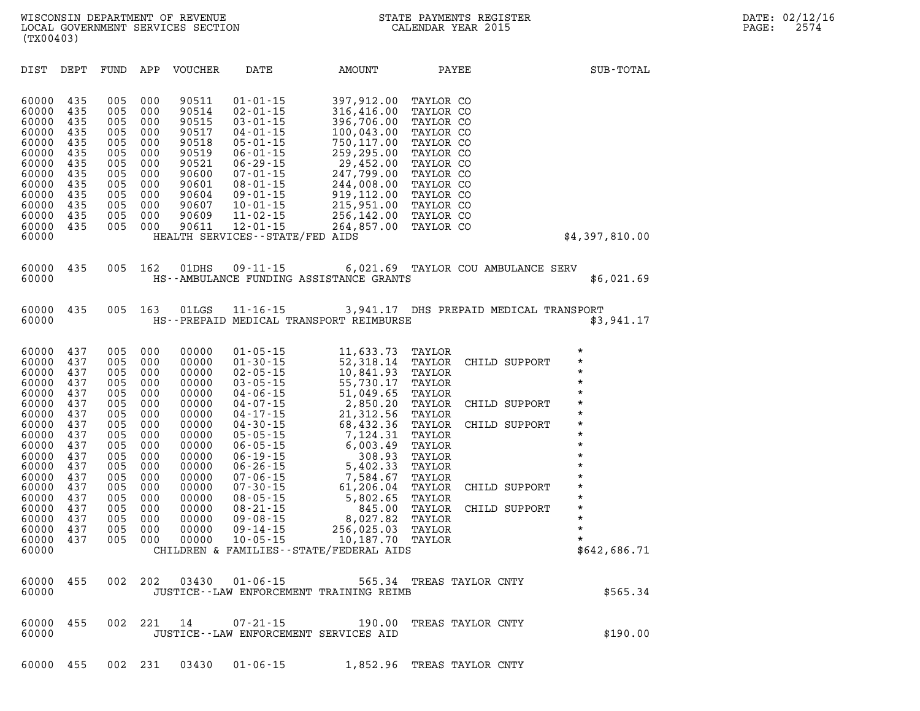WISCONSIN DEPARTMENT OF REVENUE
LOCAL GOVERNMENT SERVICES SECTION
(TX00403)

STATE PAYMENTS REGISTER
CALENDAR YEAR 2015

DATE: 02/12/16
PAGE: 2574

| DIST | DEPT | FUND | APP | VOUCHER | DATE | AMOUNT | PAYEE | SUB-TOTAL |
|---|---|---|---|---|---|---|---|---|
| 60000 | 435 | 005 | 000 | 90511 | 01-01-15 | 397,912.00 | TAYLOR CO | |
| 60000 | 435 | 005 | 000 | 90514 | 02-01-15 | 316,416.00 | TAYLOR CO | |
| 60000 | 435 | 005 | 000 | 90515 | 03-01-15 | 396,706.00 | TAYLOR CO | |
| 60000 | 435 | 005 | 000 | 90517 | 04-01-15 | 100,043.00 | TAYLOR CO | |
| 60000 | 435 | 005 | 000 | 90518 | 05-01-15 | 750,117.00 | TAYLOR CO | |
| 60000 | 435 | 005 | 000 | 90519 | 06-01-15 | 259,295.00 | TAYLOR CO | |
| 60000 | 435 | 005 | 000 | 90521 | 06-29-15 | 29,452.00 | TAYLOR CO | |
| 60000 | 435 | 005 | 000 | 90600 | 07-01-15 | 247,799.00 | TAYLOR CO | |
| 60000 | 435 | 005 | 000 | 90601 | 08-01-15 | 244,008.00 | TAYLOR CO | |
| 60000 | 435 | 005 | 000 | 90604 | 09-01-15 | 919,112.00 | TAYLOR CO | |
| 60000 | 435 | 005 | 000 | 90607 | 10-01-15 | 215,951.00 | TAYLOR CO | |
| 60000 | 435 | 005 | 000 | 90609 | 11-02-15 | 256,142.00 | TAYLOR CO | |
| 60000 | 435 | 005 | 000 | 90611 | 12-01-15 | 264,857.00 | TAYLOR CO | |
| 60000 | | | | HEALTH SERVICES--STATE/FED AIDS | | | | $4,397,810.00 |
| 60000 | 435 | 005 | 162 | 01DHS | 09-11-15 | 6,021.69 | TAYLOR COU AMBULANCE SERV | |
| 60000 | | | | HS--AMBULANCE FUNDING ASSISTANCE GRANTS | | | | $6,021.69 |
| 60000 | 435 | 005 | 163 | 01LGS | 11-16-15 | 3,941.17 | DHS PREPAID MEDICAL TRANSPORT | |
| 60000 | | | | HS--PREPAID MEDICAL TRANSPORT REIMBURSE | | | | $3,941.17 |
| 60000 | 437 | 005 | 000 | 00000 | 01-05-15 | 11,633.73 | TAYLOR | * |
| 60000 | 437 | 005 | 000 | 00000 | 01-30-15 | 52,318.14 | TAYLOR CHILD SUPPORT | * |
| 60000 | 437 | 005 | 000 | 00000 | 02-05-15 | 10,841.93 | TAYLOR | * |
| 60000 | 437 | 005 | 000 | 00000 | 03-05-15 | 55,730.17 | TAYLOR | * |
| 60000 | 437 | 005 | 000 | 00000 | 04-06-15 | 51,049.65 | TAYLOR | * |
| 60000 | 437 | 005 | 000 | 00000 | 04-07-15 | 2,850.20 | TAYLOR CHILD SUPPORT | * |
| 60000 | 437 | 005 | 000 | 00000 | 04-17-15 | 21,312.56 | TAYLOR | * |
| 60000 | 437 | 005 | 000 | 00000 | 04-30-15 | 68,432.36 | TAYLOR CHILD SUPPORT | * |
| 60000 | 437 | 005 | 000 | 00000 | 05-05-15 | 7,124.31 | TAYLOR | * |
| 60000 | 437 | 005 | 000 | 00000 | 06-05-15 | 6,003.49 | TAYLOR | * |
| 60000 | 437 | 005 | 000 | 00000 | 06-19-15 | 308.93 | TAYLOR | * |
| 60000 | 437 | 005 | 000 | 00000 | 06-26-15 | 5,402.33 | TAYLOR | * |
| 60000 | 437 | 005 | 000 | 00000 | 07-06-15 | 7,584.67 | TAYLOR | * |
| 60000 | 437 | 005 | 000 | 00000 | 07-30-15 | 61,206.04 | TAYLOR CHILD SUPPORT | * |
| 60000 | 437 | 005 | 000 | 00000 | 08-05-15 | 5,802.65 | TAYLOR | * |
| 60000 | 437 | 005 | 000 | 00000 | 08-21-15 | 845.00 | TAYLOR CHILD SUPPORT | * |
| 60000 | 437 | 005 | 000 | 00000 | 09-08-15 | 8,027.82 | TAYLOR | * |
| 60000 | 437 | 005 | 000 | 00000 | 09-14-15 | 256,025.03 | TAYLOR | * |
| 60000 | 437 | 005 | 000 | 00000 | 10-05-15 | 10,187.70 | TAYLOR | * |
| 60000 | | | | CHILDREN & FAMILIES--STATE/FEDERAL AIDS | | | | $642,686.71 |
| 60000 | 455 | 002 | 202 | 03430 | 01-06-15 | 565.34 | TREAS TAYLOR CNTY | |
| 60000 | | | | JUSTICE--LAW ENFORCEMENT TRAINING REIMB | | | | $565.34 |
| 60000 | 455 | 002 | 221 | 14 | 07-21-15 | 190.00 | TREAS TAYLOR CNTY | |
| 60000 | | | | JUSTICE--LAW ENFORCEMENT SERVICES AID | | | | $190.00 |
| 60000 | 455 | 002 | 231 | 03430 | 01-06-15 | 1,852.96 | TREAS TAYLOR CNTY | |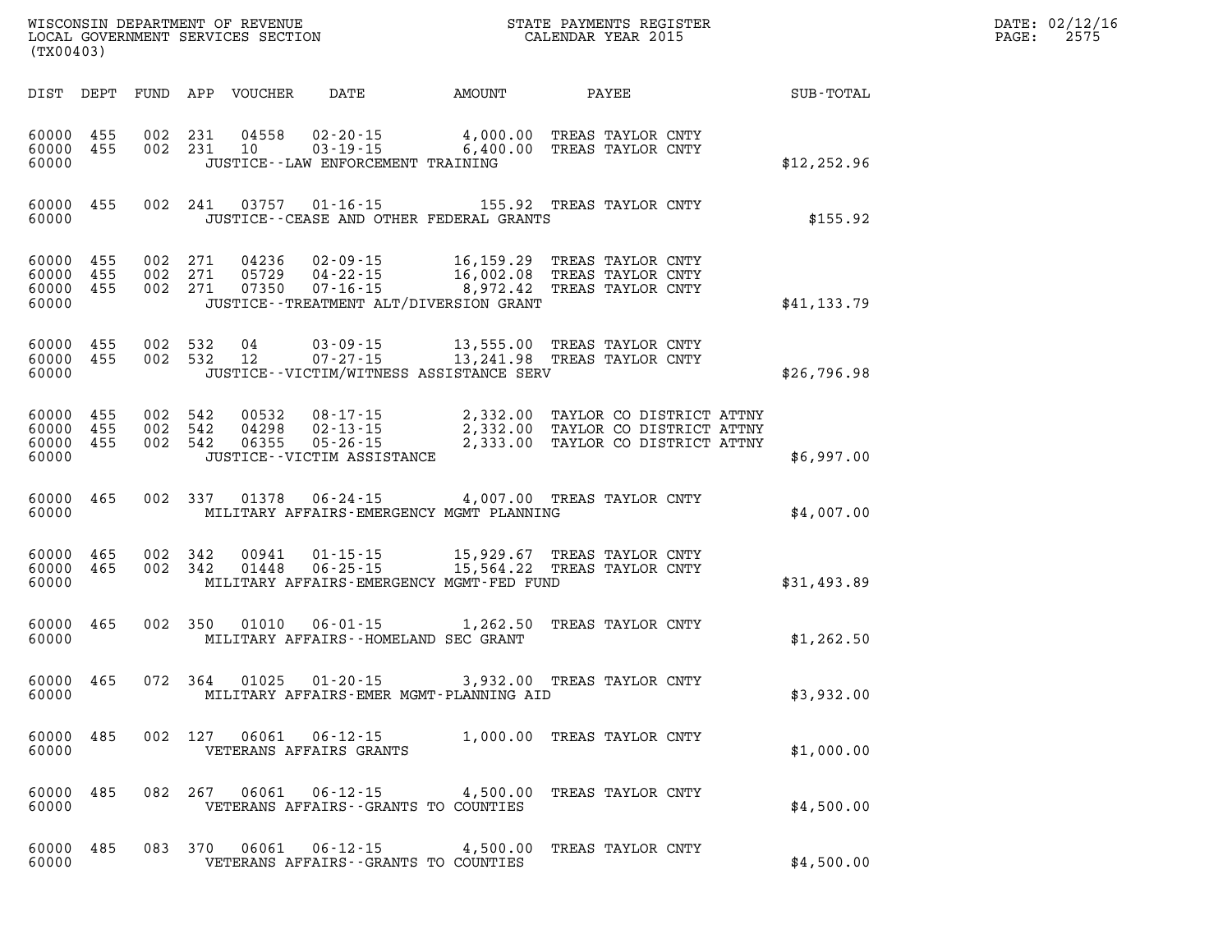WISCONSIN DEPARTMENT OF REVENUE
LOCAL GOVERNMENT SERVICES SECTION
(TX00403)

STATE PAYMENTS REGISTER
CALENDAR YEAR 2015

DATE: 02/12/16
PAGE: 2575

| DIST | DEPT | FUND | APP | VOUCHER | DATE | AMOUNT | PAYEE | SUB-TOTAL |
|---|---|---|---|---|---|---|---|---|
| 60000 | 455 | 002 | 231 | 04558 | 02-20-15 | 4,000.00 | TREAS TAYLOR CNTY | |
| 60000 | 455 | 002 | 231 | 10 | 03-19-15 | 6,400.00 | TREAS TAYLOR CNTY | |
| 60000 | | | | JUSTICE--LAW ENFORCEMENT TRAINING | | | | $12,252.96 |
| 60000 | 455 | 002 | 241 | 03757 | 01-16-15 | 155.92 | TREAS TAYLOR CNTY | |
| 60000 | | | | JUSTICE--CEASE AND OTHER FEDERAL GRANTS | | | | $155.92 |
| 60000 | 455 | 002 | 271 | 04236 | 02-09-15 | 16,159.29 | TREAS TAYLOR CNTY | |
| 60000 | 455 | 002 | 271 | 05729 | 04-22-15 | 16,002.08 | TREAS TAYLOR CNTY | |
| 60000 | 455 | 002 | 271 | 07350 | 07-16-15 | 8,972.42 | TREAS TAYLOR CNTY | |
| 60000 | | | | JUSTICE--TREATMENT ALT/DIVERSION GRANT | | | | $41,133.79 |
| 60000 | 455 | 002 | 532 | 04 | 03-09-15 | 13,555.00 | TREAS TAYLOR CNTY | |
| 60000 | 455 | 002 | 532 | 12 | 07-27-15 | 13,241.98 | TREAS TAYLOR CNTY | |
| 60000 | | | | JUSTICE--VICTIM/WITNESS ASSISTANCE SERV | | | | $26,796.98 |
| 60000 | 455 | 002 | 542 | 00532 | 08-17-15 | 2,332.00 | TAYLOR CO DISTRICT ATTNY | |
| 60000 | 455 | 002 | 542 | 04298 | 02-13-15 | 2,332.00 | TAYLOR CO DISTRICT ATTNY | |
| 60000 | 455 | 002 | 542 | 06355 | 05-26-15 | 2,333.00 | TAYLOR CO DISTRICT ATTNY | |
| 60000 | | | | JUSTICE--VICTIM ASSISTANCE | | | | $6,997.00 |
| 60000 | 465 | 002 | 337 | 01378 | 06-24-15 | 4,007.00 | TREAS TAYLOR CNTY | |
| 60000 | | | | MILITARY AFFAIRS-EMERGENCY MGMT PLANNING | | | | $4,007.00 |
| 60000 | 465 | 002 | 342 | 00941 | 01-15-15 | 15,929.67 | TREAS TAYLOR CNTY | |
| 60000 | 465 | 002 | 342 | 01448 | 06-25-15 | 15,564.22 | TREAS TAYLOR CNTY | |
| 60000 | | | | MILITARY AFFAIRS-EMERGENCY MGMT-FED FUND | | | | $31,493.89 |
| 60000 | 465 | 002 | 350 | 01010 | 06-01-15 | 1,262.50 | TREAS TAYLOR CNTY | |
| 60000 | | | | MILITARY AFFAIRS--HOMELAND SEC GRANT | | | | $1,262.50 |
| 60000 | 465 | 072 | 364 | 01025 | 01-20-15 | 3,932.00 | TREAS TAYLOR CNTY | |
| 60000 | | | | MILITARY AFFAIRS-EMER MGMT-PLANNING AID | | | | $3,932.00 |
| 60000 | 485 | 002 | 127 | 06061 | 06-12-15 | 1,000.00 | TREAS TAYLOR CNTY | |
| 60000 | | | | VETERANS AFFAIRS GRANTS | | | | $1,000.00 |
| 60000 | 485 | 082 | 267 | 06061 | 06-12-15 | 4,500.00 | TREAS TAYLOR CNTY | |
| 60000 | | | | VETERANS AFFAIRS--GRANTS TO COUNTIES | | | | $4,500.00 |
| 60000 | 485 | 083 | 370 | 06061 | 06-12-15 | 4,500.00 | TREAS TAYLOR CNTY | |
| 60000 | | | | VETERANS AFFAIRS--GRANTS TO COUNTIES | | | | $4,500.00 |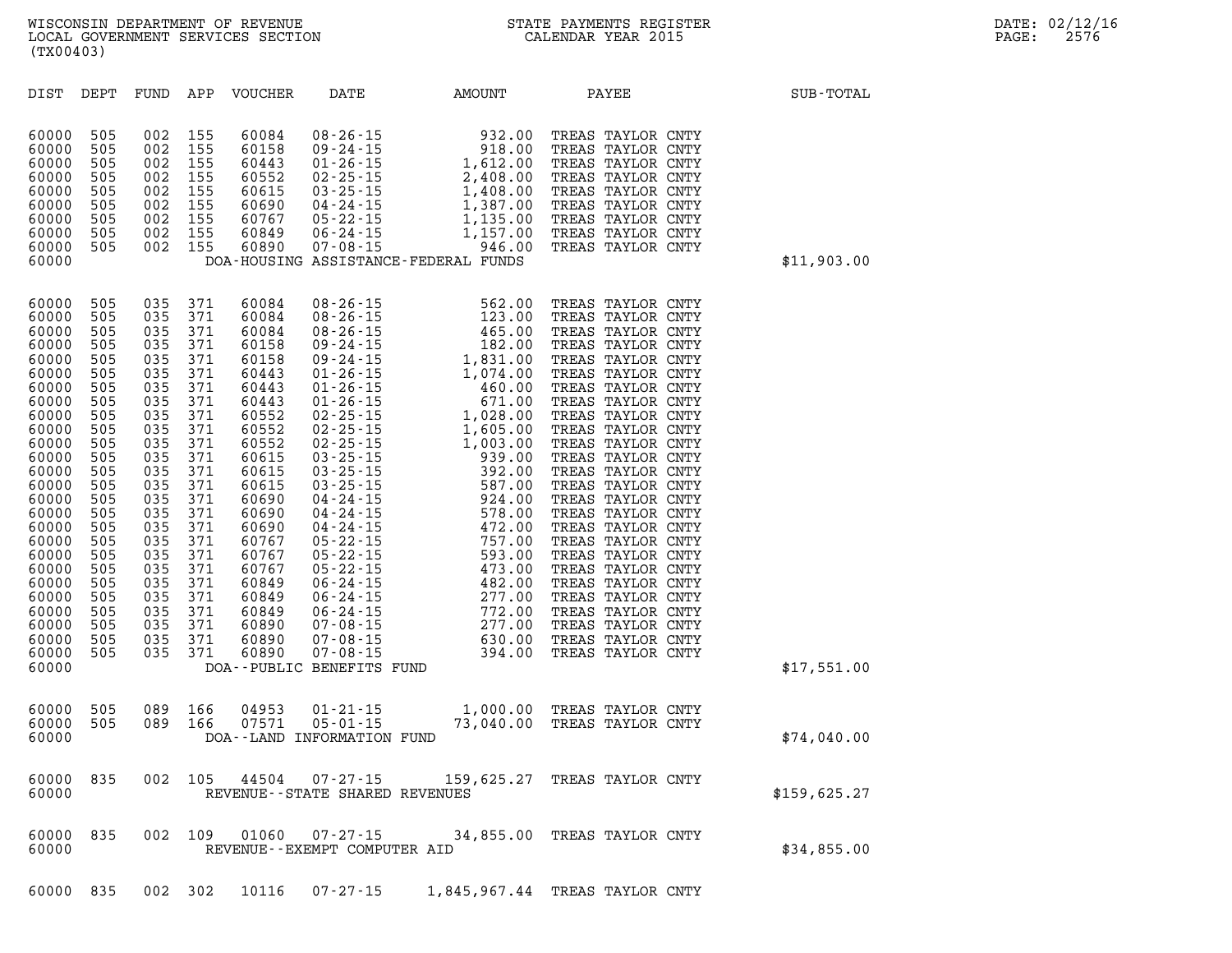WISCONSIN DEPARTMENT OF REVENUE
LOCAL GOVERNMENT SERVICES SECTION
(TX00403)

STATE PAYMENTS REGISTER
CALENDAR YEAR 2015

DATE: 02/12/16

| DIST | DEPT | FUND | APP | VOUCHER | DATE | AMOUNT | PAYEE | SUB-TOTAL |
|---|---|---|---|---|---|---|---|---|
| 60000 | 505 | 002 | 155 | 60084 | 08-26-15 | 932.00 | TREAS TAYLOR CNTY | |
| 60000 | 505 | 002 | 155 | 60158 | 09-24-15 | 918.00 | TREAS TAYLOR CNTY | |
| 60000 | 505 | 002 | 155 | 60443 | 01-26-15 | 1,612.00 | TREAS TAYLOR CNTY | |
| 60000 | 505 | 002 | 155 | 60552 | 02-25-15 | 2,408.00 | TREAS TAYLOR CNTY | |
| 60000 | 505 | 002 | 155 | 60615 | 03-25-15 | 1,408.00 | TREAS TAYLOR CNTY | |
| 60000 | 505 | 002 | 155 | 60690 | 04-24-15 | 1,387.00 | TREAS TAYLOR CNTY | |
| 60000 | 505 | 002 | 155 | 60767 | 05-22-15 | 1,135.00 | TREAS TAYLOR CNTY | |
| 60000 | 505 | 002 | 155 | 60849 | 06-24-15 | 1,157.00 | TREAS TAYLOR CNTY | |
| 60000 | 505 | 002 | 155 | 60890 | 07-08-15 | 946.00 | TREAS TAYLOR CNTY | |
| 60000 | | | | | DOA-HOUSING ASSISTANCE-FEDERAL FUNDS | | | $11,903.00 |
| 60000 | 505 | 035 | 371 | 60084 | 08-26-15 | 562.00 | TREAS TAYLOR CNTY | |
| 60000 | 505 | 035 | 371 | 60084 | 08-26-15 | 123.00 | TREAS TAYLOR CNTY | |
| 60000 | 505 | 035 | 371 | 60084 | 08-26-15 | 465.00 | TREAS TAYLOR CNTY | |
| 60000 | 505 | 035 | 371 | 60158 | 09-24-15 | 182.00 | TREAS TAYLOR CNTY | |
| 60000 | 505 | 035 | 371 | 60158 | 09-24-15 | 1,831.00 | TREAS TAYLOR CNTY | |
| 60000 | 505 | 035 | 371 | 60443 | 01-26-15 | 1,074.00 | TREAS TAYLOR CNTY | |
| 60000 | 505 | 035 | 371 | 60443 | 01-26-15 | 460.00 | TREAS TAYLOR CNTY | |
| 60000 | 505 | 035 | 371 | 60443 | 01-26-15 | 671.00 | TREAS TAYLOR CNTY | |
| 60000 | 505 | 035 | 371 | 60552 | 02-25-15 | 1,028.00 | TREAS TAYLOR CNTY | |
| 60000 | 505 | 035 | 371 | 60552 | 02-25-15 | 1,605.00 | TREAS TAYLOR CNTY | |
| 60000 | 505 | 035 | 371 | 60552 | 02-25-15 | 1,003.00 | TREAS TAYLOR CNTY | |
| 60000 | 505 | 035 | 371 | 60615 | 03-25-15 | 939.00 | TREAS TAYLOR CNTY | |
| 60000 | 505 | 035 | 371 | 60615 | 03-25-15 | 392.00 | TREAS TAYLOR CNTY | |
| 60000 | 505 | 035 | 371 | 60615 | 03-25-15 | 587.00 | TREAS TAYLOR CNTY | |
| 60000 | 505 | 035 | 371 | 60690 | 04-24-15 | 924.00 | TREAS TAYLOR CNTY | |
| 60000 | 505 | 035 | 371 | 60690 | 04-24-15 | 578.00 | TREAS TAYLOR CNTY | |
| 60000 | 505 | 035 | 371 | 60690 | 04-24-15 | 472.00 | TREAS TAYLOR CNTY | |
| 60000 | 505 | 035 | 371 | 60767 | 05-22-15 | 757.00 | TREAS TAYLOR CNTY | |
| 60000 | 505 | 035 | 371 | 60767 | 05-22-15 | 593.00 | TREAS TAYLOR CNTY | |
| 60000 | 505 | 035 | 371 | 60767 | 05-22-15 | 473.00 | TREAS TAYLOR CNTY | |
| 60000 | 505 | 035 | 371 | 60849 | 06-24-15 | 482.00 | TREAS TAYLOR CNTY | |
| 60000 | 505 | 035 | 371 | 60849 | 06-24-15 | 277.00 | TREAS TAYLOR CNTY | |
| 60000 | 505 | 035 | 371 | 60849 | 06-24-15 | 772.00 | TREAS TAYLOR CNTY | |
| 60000 | 505 | 035 | 371 | 60890 | 07-08-15 | 277.00 | TREAS TAYLOR CNTY | |
| 60000 | 505 | 035 | 371 | 60890 | 07-08-15 | 630.00 | TREAS TAYLOR CNTY | |
| 60000 | 505 | 035 | 371 | 60890 | 07-08-15 | 394.00 | TREAS TAYLOR CNTY | |
| 60000 | | | | | DOA--PUBLIC BENEFITS FUND | | | $17,551.00 |
| 60000 | 505 | 089 | 166 | 04953 | 01-21-15 | 1,000.00 | TREAS TAYLOR CNTY | |
| 60000 | 505 | 089 | 166 | 07571 | 05-01-15 | 73,040.00 | TREAS TAYLOR CNTY | |
| 60000 | | | | | DOA--LAND INFORMATION FUND | | | $74,040.00 |
| 60000 | 835 | 002 | 105 | 44504 | 07-27-15 | 159,625.27 | TREAS TAYLOR CNTY | |
| 60000 | | | | | REVENUE--STATE SHARED REVENUES | | | $159,625.27 |
| 60000 | 835 | 002 | 109 | 01060 | 07-27-15 | 34,855.00 | TREAS TAYLOR CNTY | |
| 60000 | | | | | REVENUE--EXEMPT COMPUTER AID | | | $34,855.00 |
| 60000 | 835 | 002 | 302 | 10116 | 07-27-15 | 1,845,967.44 | TREAS TAYLOR CNTY | |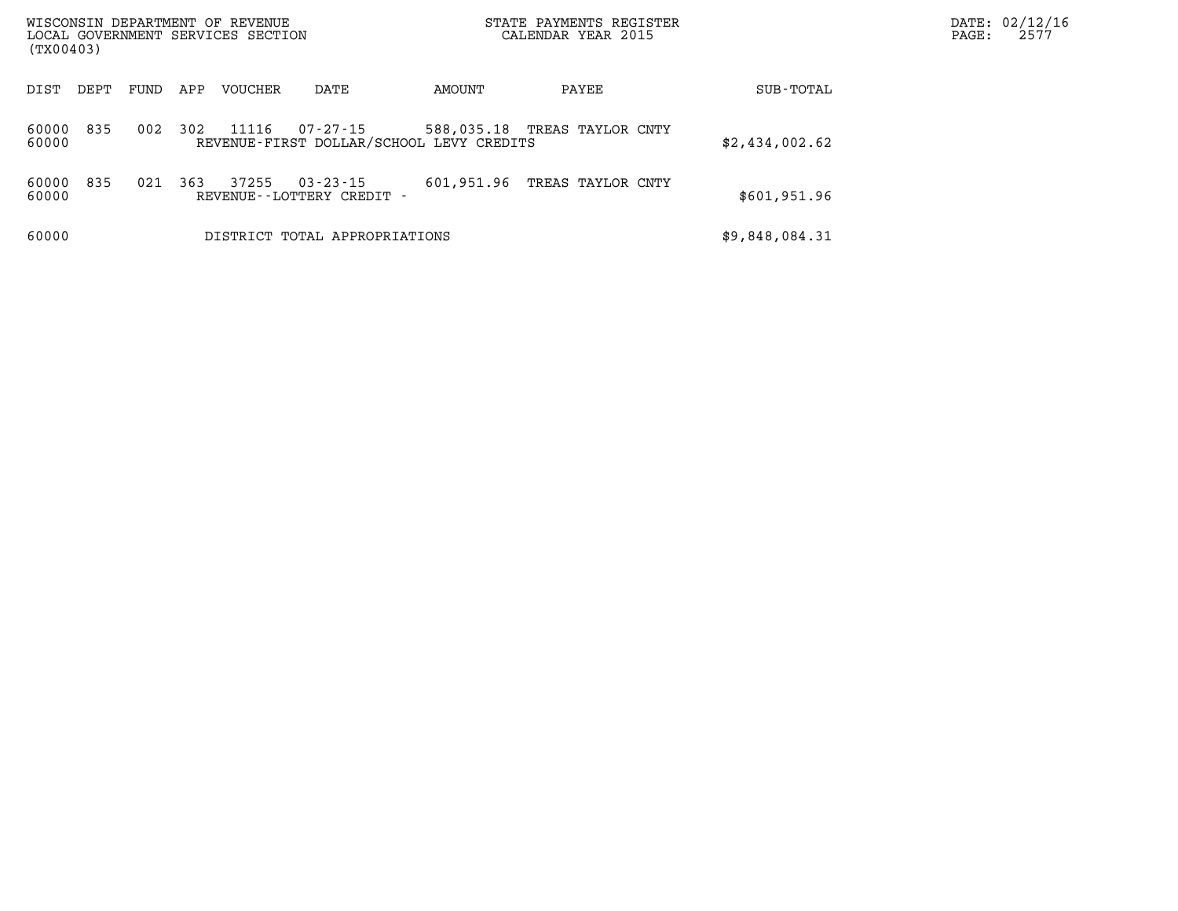WISCONSIN DEPARTMENT OF REVENUE
LOCAL GOVERNMENT SERVICES SECTION
(TX00403)

STATE PAYMENTS REGISTER
CALENDAR YEAR 2015

DATE: 02/12/16

| DIST | DEPT | FUND | APP | VOUCHER | DATE | AMOUNT | PAYEE | SUB-TOTAL |
|---|---|---|---|---|---|---|---|---|
| 60000 | 835 | 002 | 302 | 11116 | 07-27-15 | 588,035.18 | TREAS TAYLOR CNTY | |
| 60000 | | | | REVENUE-FIRST DOLLAR/SCHOOL LEVY CREDITS | | | | $2,434,002.62 |
| 60000 | 835 | 021 | 363 | 37255 | 03-23-15 | 601,951.96 | TREAS TAYLOR CNTY | |
| 60000 | | | | REVENUE--LOTTERY CREDIT - | | | | $601,951.96 |
| 60000 | | | | DISTRICT TOTAL APPROPRIATIONS | | | | $9,848,084.31 |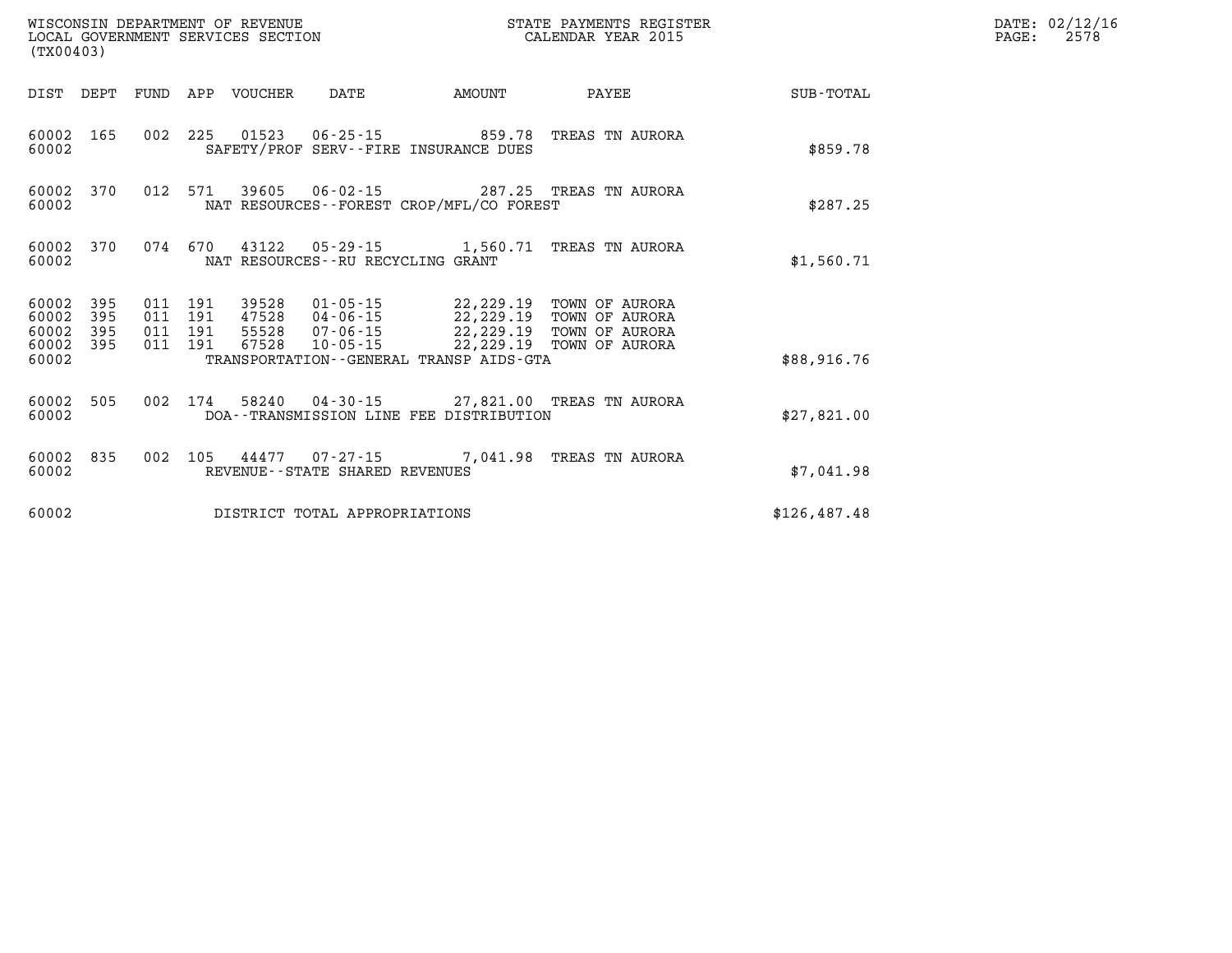WISCONSIN DEPARTMENT OF REVENUE
LOCAL GOVERNMENT SERVICES SECTION
(TX00403)

STATE PAYMENTS REGISTER
CALENDAR YEAR 2015

DATE: 02/12/16
PAGE: 2578

| DIST | DEPT | FUND | APP | VOUCHER | DATE | AMOUNT | PAYEE | SUB-TOTAL |
|---|---|---|---|---|---|---|---|---|
| 60002 | 165 | 002 | 225 | 01523 | 06-25-15 | 859.78 | TREAS TN AURORA | |
| 60002 | | | | SAFETY/PROF SERV--FIRE INSURANCE DUES | | | | $859.78 |
| 60002 | 370 | 012 | 571 | 39605 | 06-02-15 | 287.25 | TREAS TN AURORA | |
| 60002 | | | | NAT RESOURCES--FOREST CROP/MFL/CO FOREST | | | | $287.25 |
| 60002 | 370 | 074 | 670 | 43122 | 05-29-15 | 1,560.71 | TREAS TN AURORA | |
| 60002 | | | | NAT RESOURCES--RU RECYCLING GRANT | | | | $1,560.71 |
| 60002 | 395 | 011 | 191 | 39528 | 01-05-15 | 22,229.19 | TOWN OF AURORA | |
| 60002 | 395 | 011 | 191 | 47528 | 04-06-15 | 22,229.19 | TOWN OF AURORA | |
| 60002 | 395 | 011 | 191 | 55528 | 07-06-15 | 22,229.19 | TOWN OF AURORA | |
| 60002 | 395 | 011 | 191 | 67528 | 10-05-15 | 22,229.19 | TOWN OF AURORA | |
| 60002 | | | | TRANSPORTATION--GENERAL TRANSP AIDS-GTA | | | | $88,916.76 |
| 60002 | 505 | 002 | 174 | 58240 | 04-30-15 | 27,821.00 | TREAS TN AURORA | |
| 60002 | | | | DOA--TRANSMISSION LINE FEE DISTRIBUTION | | | | $27,821.00 |
| 60002 | 835 | 002 | 105 | 44477 | 07-27-15 | 7,041.98 | TREAS TN AURORA | |
| 60002 | | | | REVENUE--STATE SHARED REVENUES | | | | $7,041.98 |
| 60002 | | | | DISTRICT TOTAL APPROPRIATIONS | | | | $126,487.48 |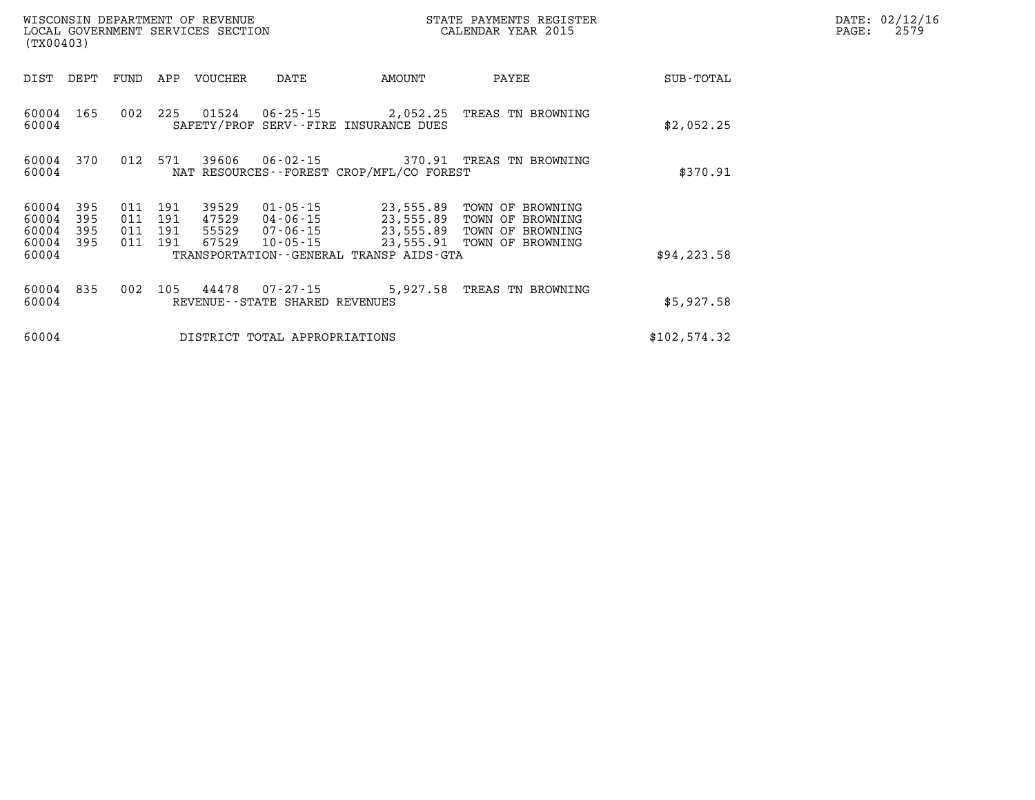WISCONSIN DEPARTMENT OF REVENUE
LOCAL GOVERNMENT SERVICES SECTION
(TX00403)

STATE PAYMENTS REGISTER
CALENDAR YEAR 2015

DATE: 02/12/16
PAGE: 2579

| DIST | DEPT | FUND | APP | VOUCHER | DATE | AMOUNT | PAYEE | SUB-TOTAL |
|---|---|---|---|---|---|---|---|---|
| 60004 | 165 | 002 | 225 | 01524 | 06-25-15 | 2,052.25 | TREAS TN BROWNING | |
| 60004 | | | | SAFETY/PROF SERV--FIRE INSURANCE DUES | | | | $2,052.25 |
| 60004 | 370 | 012 | 571 | 39606 | 06-02-15 | 370.91 | TREAS TN BROWNING | |
| 60004 | | | | NAT RESOURCES--FOREST CROP/MFL/CO FOREST | | | | $370.91 |
| 60004 | 395 | 011 | 191 | 39529 | 01-05-15 | 23,555.89 | TOWN OF BROWNING | |
| 60004 | 395 | 011 | 191 | 47529 | 04-06-15 | 23,555.89 | TOWN OF BROWNING | |
| 60004 | 395 | 011 | 191 | 55529 | 07-06-15 | 23,555.89 | TOWN OF BROWNING | |
| 60004 | 395 | 011 | 191 | 67529 | 10-05-15 | 23,555.91 | TOWN OF BROWNING | |
| 60004 | | | | TRANSPORTATION--GENERAL TRANSP AIDS-GTA | | | | $94,223.58 |
| 60004 | 835 | 002 | 105 | 44478 | 07-27-15 | 5,927.58 | TREAS TN BROWNING | |
| 60004 | | | | REVENUE--STATE SHARED REVENUES | | | | $5,927.58 |
| 60004 | | | | DISTRICT TOTAL APPROPRIATIONS | | | | $102,574.32 |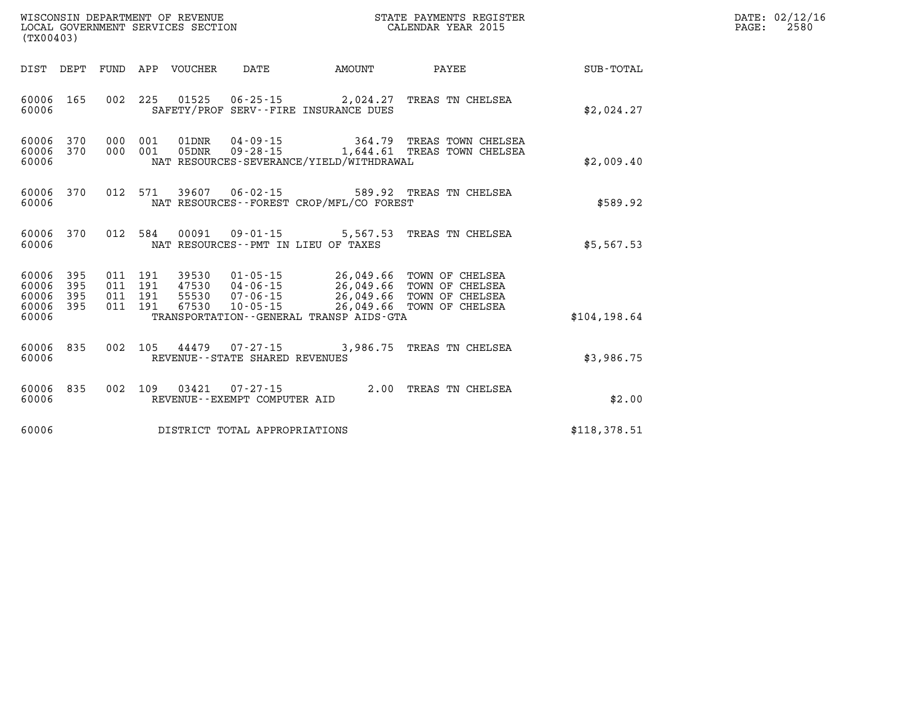WISCONSIN DEPARTMENT OF REVENUE
LOCAL GOVERNMENT SERVICES SECTION
(TX00403)

STATE PAYMENTS REGISTER
CALENDAR YEAR 2015

DATE: 02/12/16
PAGE: 2580

| DIST | DEPT | FUND | APP | VOUCHER | DATE | AMOUNT | PAYEE | SUB-TOTAL |
|---|---|---|---|---|---|---|---|---|
| 60006 | 165 | 002 | 225 | 01525 | 06-25-15 | 2,024.27 | TREAS TN CHELSEA | |
| 60006 | | | | SAFETY/PROF SERV--FIRE INSURANCE DUES | | | | $2,024.27 |
| 60006 | 370 | 000 | 001 | 01DNR | 04-09-15 | 364.79 | TREAS TOWN CHELSEA | |
| 60006 | 370 | 000 | 001 | 05DNR | 09-28-15 | 1,644.61 | TREAS TOWN CHELSEA | |
| 60006 | | | | NAT RESOURCES-SEVERANCE/YIELD/WITHDRAWAL | | | | $2,009.40 |
| 60006 | 370 | 012 | 571 | 39607 | 06-02-15 | 589.92 | TREAS TN CHELSEA | |
| 60006 | | | | NAT RESOURCES--FOREST CROP/MFL/CO FOREST | | | | $589.92 |
| 60006 | 370 | 012 | 584 | 00091 | 09-01-15 | 5,567.53 | TREAS TN CHELSEA | |
| 60006 | | | | NAT RESOURCES--PMT IN LIEU OF TAXES | | | | $5,567.53 |
| 60006 | 395 | 011 | 191 | 39530 | 01-05-15 | 26,049.66 | TOWN OF CHELSEA | |
| 60006 | 395 | 011 | 191 | 47530 | 04-06-15 | 26,049.66 | TOWN OF CHELSEA | |
| 60006 | 395 | 011 | 191 | 55530 | 07-06-15 | 26,049.66 | TOWN OF CHELSEA | |
| 60006 | 395 | 011 | 191 | 67530 | 10-05-15 | 26,049.66 | TOWN OF CHELSEA | |
| 60006 | | | | TRANSPORTATION--GENERAL TRANSP AIDS-GTA | | | | $104,198.64 |
| 60006 | 835 | 002 | 105 | 44479 | 07-27-15 | 3,986.75 | TREAS TN CHELSEA | |
| 60006 | | | | REVENUE--STATE SHARED REVENUES | | | | $3,986.75 |
| 60006 | 835 | 002 | 109 | 03421 | 07-27-15 | 2.00 | TREAS TN CHELSEA | |
| 60006 | | | | REVENUE--EXEMPT COMPUTER AID | | | | $2.00 |
| 60006 | | | | DISTRICT TOTAL APPROPRIATIONS | | | | $118,378.51 |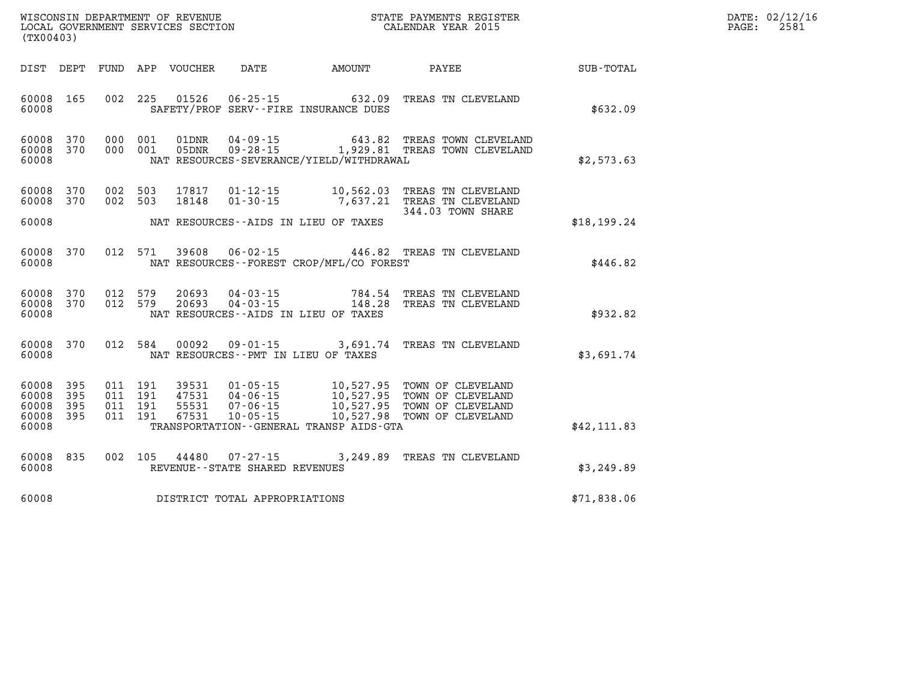WISCONSIN DEPARTMENT OF REVENUE
LOCAL GOVERNMENT SERVICES SECTION
(TX00403)

STATE PAYMENTS REGISTER
CALENDAR YEAR 2015

DATE: 02/12/16
PAGE: 2581

| DIST | DEPT | FUND | APP | VOUCHER | DATE | AMOUNT | PAYEE | SUB-TOTAL |
|---|---|---|---|---|---|---|---|---|
| 60008 | 165 | 002 | 225 | 01526 | 06-25-15 | 632.09 | TREAS TN CLEVELAND | |
| 60008 | | | | | SAFETY/PROF SERV--FIRE INSURANCE DUES | | | $632.09 |
| 60008 | 370 | 000 | 001 | 01DNR | 04-09-15 | 643.82 | TREAS TOWN CLEVELAND | |
| 60008 | 370 | 000 | 001 | 05DNR | 09-28-15 | 1,929.81 | TREAS TOWN CLEVELAND | |
| 60008 | | | | | NAT RESOURCES-SEVERANCE/YIELD/WITHDRAWAL | | | $2,573.63 |
| 60008 | 370 | 002 | 503 | 17817 | 01-12-15 | 10,562.03 | TREAS TN CLEVELAND | |
| 60008 | 370 | 002 | 503 | 18148 | 01-30-15 | 7,637.21 | TREAS TN CLEVELAND | |
| | | | | | | | 344.03 TOWN SHARE | |
| 60008 | | | | | NAT RESOURCES--AIDS IN LIEU OF TAXES | | | $18,199.24 |
| 60008 | 370 | 012 | 571 | 39608 | 06-02-15 | 446.82 | TREAS TN CLEVELAND | |
| 60008 | | | | | NAT RESOURCES--FOREST CROP/MFL/CO FOREST | | | $446.82 |
| 60008 | 370 | 012 | 579 | 20693 | 04-03-15 | 784.54 | TREAS TN CLEVELAND | |
| 60008 | 370 | 012 | 579 | 20693 | 04-03-15 | 148.28 | TREAS TN CLEVELAND | |
| 60008 | | | | | NAT RESOURCES--AIDS IN LIEU OF TAXES | | | $932.82 |
| 60008 | 370 | 012 | 584 | 00092 | 09-01-15 | 3,691.74 | TREAS TN CLEVELAND | |
| 60008 | | | | | NAT RESOURCES--PMT IN LIEU OF TAXES | | | $3,691.74 |
| 60008 | 395 | 011 | 191 | 39531 | 01-05-15 | 10,527.95 | TOWN OF CLEVELAND | |
| 60008 | 395 | 011 | 191 | 47531 | 04-06-15 | 10,527.95 | TOWN OF CLEVELAND | |
| 60008 | 395 | 011 | 191 | 55531 | 07-06-15 | 10,527.95 | TOWN OF CLEVELAND | |
| 60008 | 395 | 011 | 191 | 67531 | 10-05-15 | 10,527.98 | TOWN OF CLEVELAND | |
| 60008 | | | | | TRANSPORTATION--GENERAL TRANSP AIDS-GTA | | | $42,111.83 |
| 60008 | 835 | 002 | 105 | 44480 | 07-27-15 | 3,249.89 | TREAS TN CLEVELAND | |
| 60008 | | | | | REVENUE--STATE SHARED REVENUES | | | $3,249.89 |
| 60008 | | | | | DISTRICT TOTAL APPROPRIATIONS | | | $71,838.06 |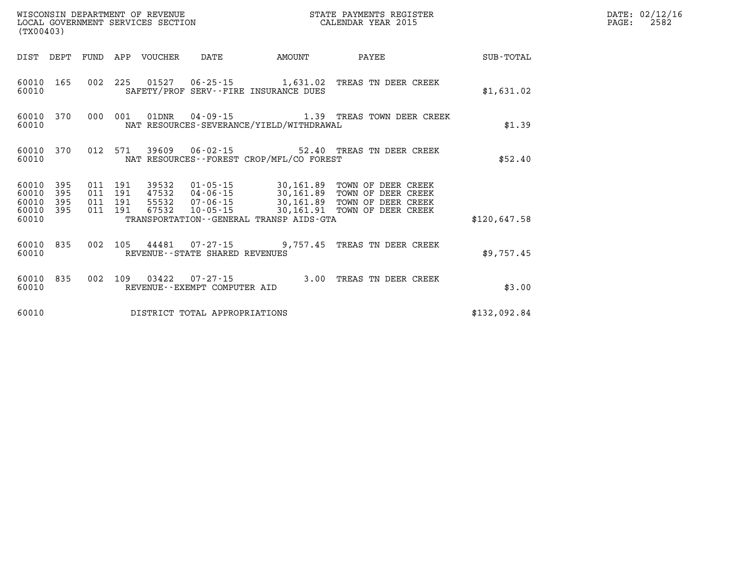WISCONSIN DEPARTMENT OF REVENUE
LOCAL GOVERNMENT SERVICES SECTION
(TX00403)

STATE PAYMENTS REGISTER
CALENDAR YEAR 2015

DATE: 02/12/16
PAGE: 2582

| DIST | DEPT | FUND | APP | VOUCHER | DATE | AMOUNT | PAYEE | SUB-TOTAL |
|---|---|---|---|---|---|---|---|---|
| 60010 | 165 | 002 | 225 | 01527 | 06-25-15 | 1,631.02 | TREAS TN DEER CREEK | |
| 60010 | | | | SAFETY/PROF SERV--FIRE INSURANCE DUES | | | | $1,631.02 |
| 60010 | 370 | 000 | 001 | 01DNR | 04-09-15 | 1.39 | TREAS TOWN DEER CREEK | |
| 60010 | | | | NAT RESOURCES-SEVERANCE/YIELD/WITHDRAWAL | | | | $1.39 |
| 60010 | 370 | 012 | 571 | 39609 | 06-02-15 | 52.40 | TREAS TN DEER CREEK | |
| 60010 | | | | NAT RESOURCES--FOREST CROP/MFL/CO FOREST | | | | $52.40 |
| 60010 | 395 | 011 | 191 | 39532 | 01-05-15 | 30,161.89 | TOWN OF DEER CREEK | |
| 60010 | 395 | 011 | 191 | 47532 | 04-06-15 | 30,161.89 | TOWN OF DEER CREEK | |
| 60010 | 395 | 011 | 191 | 55532 | 07-06-15 | 30,161.89 | TOWN OF DEER CREEK | |
| 60010 | 395 | 011 | 191 | 67532 | 10-05-15 | 30,161.91 | TOWN OF DEER CREEK | |
| 60010 | | | | TRANSPORTATION--GENERAL TRANSP AIDS-GTA | | | | $120,647.58 |
| 60010 | 835 | 002 | 105 | 44481 | 07-27-15 | 9,757.45 | TREAS TN DEER CREEK | |
| 60010 | | | | REVENUE--STATE SHARED REVENUES | | | | $9,757.45 |
| 60010 | 835 | 002 | 109 | 03422 | 07-27-15 | 3.00 | TREAS TN DEER CREEK | |
| 60010 | | | | REVENUE--EXEMPT COMPUTER AID | | | | $3.00 |
| 60010 | | | | DISTRICT TOTAL APPROPRIATIONS | | | | $132,092.84 |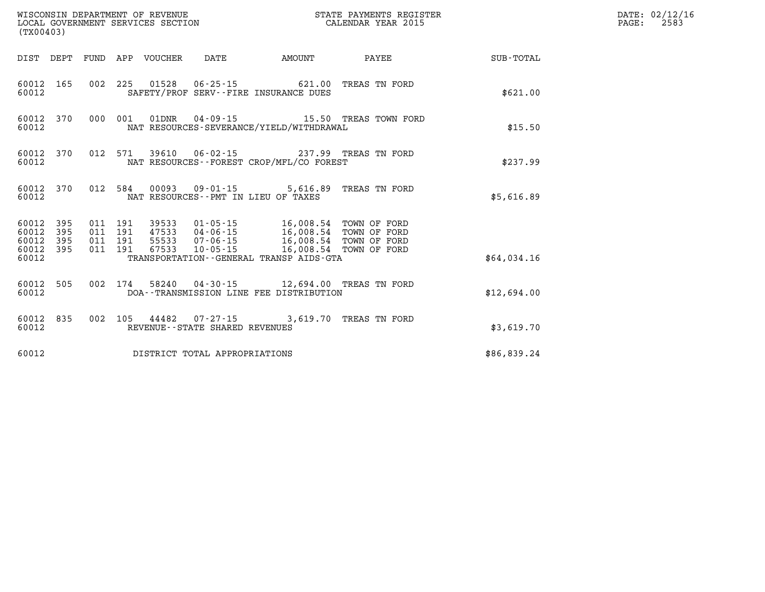WISCONSIN DEPARTMENT OF REVENUE
LOCAL GOVERNMENT SERVICES SECTION
(TX00403)

STATE PAYMENTS REGISTER
CALENDAR YEAR 2015

DATE: 02/12/16
PAGE: 2583

| DIST | DEPT | FUND | APP | VOUCHER | DATE | AMOUNT | PAYEE | SUB-TOTAL |
|---|---|---|---|---|---|---|---|---|
| 60012 | 165 | 002 | 225 | 01528 | 06-25-15 | 621.00 | TREAS TN FORD | |
| 60012 | | | | SAFETY/PROF SERV--FIRE INSURANCE DUES | | | | $621.00 |
| 60012 | 370 | 000 | 001 | 01DNR | 04-09-15 | 15.50 | TREAS TOWN FORD | |
| 60012 | | | | NAT RESOURCES-SEVERANCE/YIELD/WITHDRAWAL | | | | $15.50 |
| 60012 | 370 | 012 | 571 | 39610 | 06-02-15 | 237.99 | TREAS TN FORD | |
| 60012 | | | | NAT RESOURCES--FOREST CROP/MFL/CO FOREST | | | | $237.99 |
| 60012 | 370 | 012 | 584 | 00093 | 09-01-15 | 5,616.89 | TREAS TN FORD | |
| 60012 | | | | NAT RESOURCES--PMT IN LIEU OF TAXES | | | | $5,616.89 |
| 60012 | 395 | 011 | 191 | 39533 | 01-05-15 | 16,008.54 | TOWN OF FORD | |
| 60012 | 395 | 011 | 191 | 47533 | 04-06-15 | 16,008.54 | TOWN OF FORD | |
| 60012 | 395 | 011 | 191 | 55533 | 07-06-15 | 16,008.54 | TOWN OF FORD | |
| 60012 | 395 | 011 | 191 | 67533 | 10-05-15 | 16,008.54 | TOWN OF FORD | |
| 60012 | | | | TRANSPORTATION--GENERAL TRANSP AIDS-GTA | | | | $64,034.16 |
| 60012 | 505 | 002 | 174 | 58240 | 04-30-15 | 12,694.00 | TREAS TN FORD | |
| 60012 | | | | DOA--TRANSMISSION LINE FEE DISTRIBUTION | | | | $12,694.00 |
| 60012 | 835 | 002 | 105 | 44482 | 07-27-15 | 3,619.70 | TREAS TN FORD | |
| 60012 | | | | REVENUE--STATE SHARED REVENUES | | | | $3,619.70 |
| 60012 | | | | DISTRICT TOTAL APPROPRIATIONS | | | | $86,839.24 |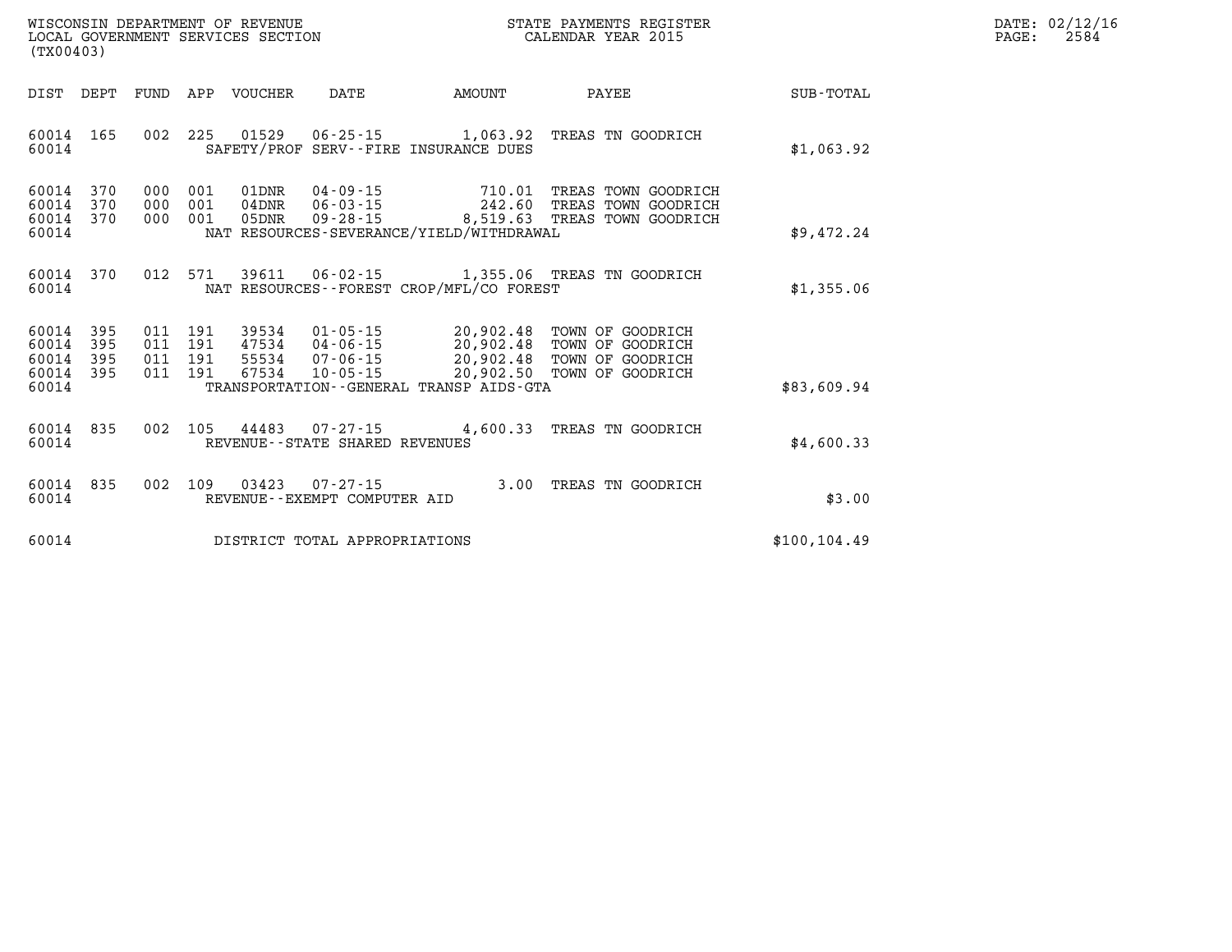WISCONSIN DEPARTMENT OF REVENUE
LOCAL GOVERNMENT SERVICES SECTION
(TX00403)

STATE PAYMENTS REGISTER
CALENDAR YEAR 2015

DATE: 02/12/16

| DIST | DEPT | FUND | APP | VOUCHER | DATE | AMOUNT | PAYEE | SUB-TOTAL |
|---|---|---|---|---|---|---|---|---|
| 60014 | 165 | 002 | 225 | 01529 | 06-25-15 | 1,063.92 | TREAS TN GOODRICH | |
| 60014 | | | | SAFETY/PROF SERV--FIRE INSURANCE DUES | | | | $1,063.92 |
| 60014 | 370 | 000 | 001 | 01DNR | 04-09-15 | 710.01 | TREAS TOWN GOODRICH | |
| 60014 | 370 | 000 | 001 | 04DNR | 06-03-15 | 242.60 | TREAS TOWN GOODRICH | |
| 60014 | 370 | 000 | 001 | 05DNR | 09-28-15 | 8,519.63 | TREAS TOWN GOODRICH | |
| 60014 | | | | NAT RESOURCES-SEVERANCE/YIELD/WITHDRAWAL | | | | $9,472.24 |
| 60014 | 370 | 012 | 571 | 39611 | 06-02-15 | 1,355.06 | TREAS TN GOODRICH | |
| 60014 | | | | NAT RESOURCES--FOREST CROP/MFL/CO FOREST | | | | $1,355.06 |
| 60014 | 395 | 011 | 191 | 39534 | 01-05-15 | 20,902.48 | TOWN OF GOODRICH | |
| 60014 | 395 | 011 | 191 | 47534 | 04-06-15 | 20,902.48 | TOWN OF GOODRICH | |
| 60014 | 395 | 011 | 191 | 55534 | 07-06-15 | 20,902.48 | TOWN OF GOODRICH | |
| 60014 | 395 | 011 | 191 | 67534 | 10-05-15 | 20,902.50 | TOWN OF GOODRICH | |
| 60014 | | | | TRANSPORTATION--GENERAL TRANSP AIDS-GTA | | | | $83,609.94 |
| 60014 | 835 | 002 | 105 | 44483 | 07-27-15 | 4,600.33 | TREAS TN GOODRICH | |
| 60014 | | | | REVENUE--STATE SHARED REVENUES | | | | $4,600.33 |
| 60014 | 835 | 002 | 109 | 03423 | 07-27-15 | 3.00 | TREAS TN GOODRICH | |
| 60014 | | | | REVENUE--EXEMPT COMPUTER AID | | | | $3.00 |
| 60014 | | | | DISTRICT TOTAL APPROPRIATIONS | | | | $100,104.49 |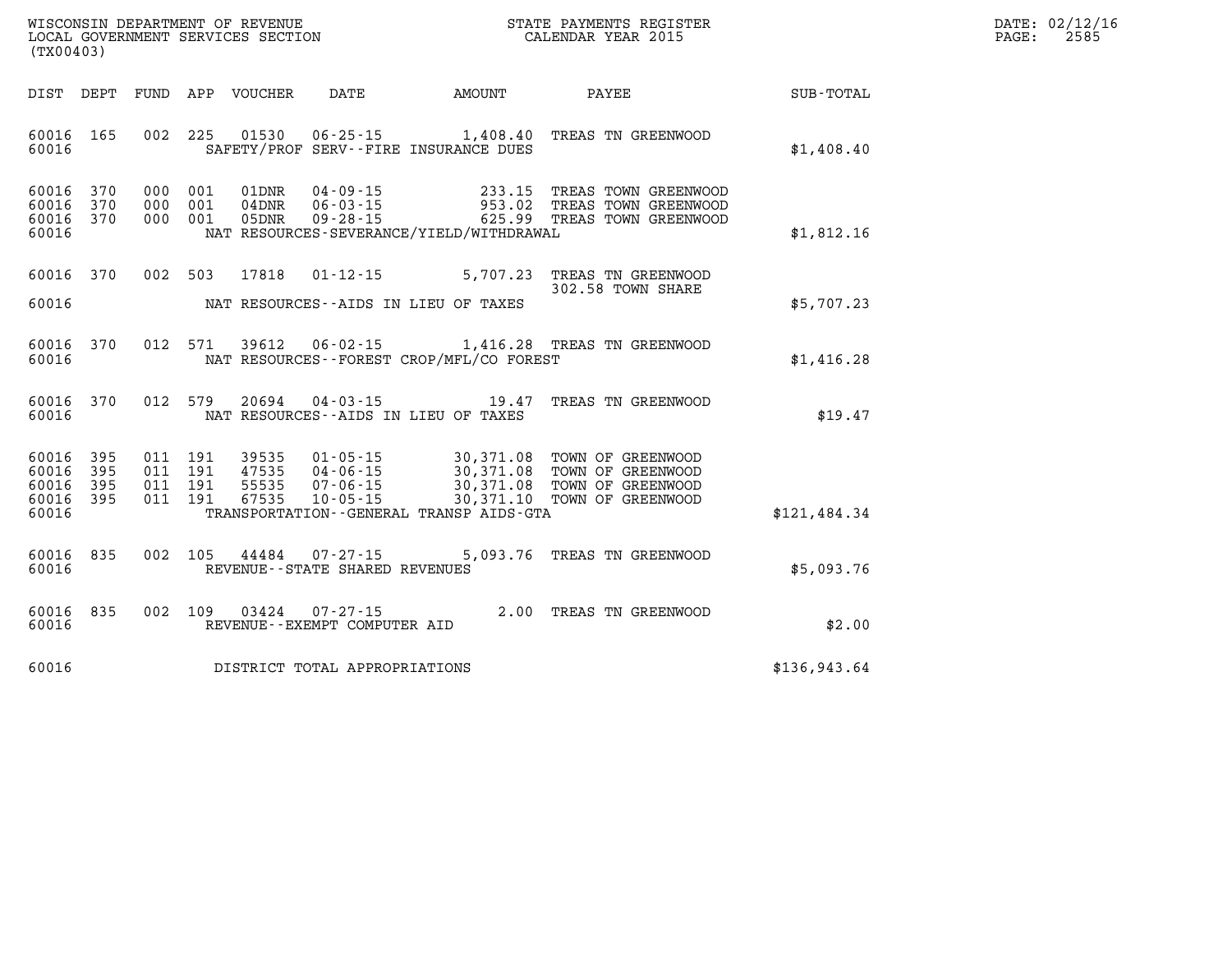WISCONSIN DEPARTMENT OF REVENUE
LOCAL GOVERNMENT SERVICES SECTION
(TX00403)

STATE PAYMENTS REGISTER
CALENDAR YEAR 2015

DATE: 02/12/16

| DIST | DEPT | FUND | APP | VOUCHER | DATE | AMOUNT | PAYEE | SUB-TOTAL |
|---|---|---|---|---|---|---|---|---|
| 60016 | 165 | 002 | 225 | 01530 | 06-25-15 | 1,408.40 | TREAS TN GREENWOOD | |
| 60016 | | | | SAFETY/PROF SERV--FIRE INSURANCE DUES | | | | $1,408.40 |
| 60016 | 370 | 000 | 001 | 01DNR | 04-09-15 | 233.15 | TREAS TOWN GREENWOOD | |
| 60016 | 370 | 000 | 001 | 04DNR | 06-03-15 | 953.02 | TREAS TOWN GREENWOOD | |
| 60016 | 370 | 000 | 001 | 05DNR | 09-28-15 | 625.99 | TREAS TOWN GREENWOOD | |
| 60016 | | | | NAT RESOURCES-SEVERANCE/YIELD/WITHDRAWAL | | | | $1,812.16 |
| 60016 | 370 | 002 | 503 | 17818 | 01-12-15 | 5,707.23 | TREAS TN GREENWOOD 302.58 TOWN SHARE | |
| 60016 | | | | NAT RESOURCES--AIDS IN LIEU OF TAXES | | | | $5,707.23 |
| 60016 | 370 | 012 | 571 | 39612 | 06-02-15 | 1,416.28 | TREAS TN GREENWOOD | |
| 60016 | | | | NAT RESOURCES--FOREST CROP/MFL/CO FOREST | | | | $1,416.28 |
| 60016 | 370 | 012 | 579 | 20694 | 04-03-15 | 19.47 | TREAS TN GREENWOOD | |
| 60016 | | | | NAT RESOURCES--AIDS IN LIEU OF TAXES | | | | $19.47 |
| 60016 | 395 | 011 | 191 | 39535 | 01-05-15 | 30,371.08 | TOWN OF GREENWOOD | |
| 60016 | 395 | 011 | 191 | 47535 | 04-06-15 | 30,371.08 | TOWN OF GREENWOOD | |
| 60016 | 395 | 011 | 191 | 55535 | 07-06-15 | 30,371.08 | TOWN OF GREENWOOD | |
| 60016 | 395 | 011 | 191 | 67535 | 10-05-15 | 30,371.10 | TOWN OF GREENWOOD | |
| 60016 | | | | TRANSPORTATION--GENERAL TRANSP AIDS-GTA | | | | $121,484.34 |
| 60016 | 835 | 002 | 105 | 44484 | 07-27-15 | 5,093.76 | TREAS TN GREENWOOD | |
| 60016 | | | | REVENUE--STATE SHARED REVENUES | | | | $5,093.76 |
| 60016 | 835 | 002 | 109 | 03424 | 07-27-15 | 2.00 | TREAS TN GREENWOOD | |
| 60016 | | | | REVENUE--EXEMPT COMPUTER AID | | | | $2.00 |
| 60016 | | | | DISTRICT TOTAL APPROPRIATIONS | | | | $136,943.64 |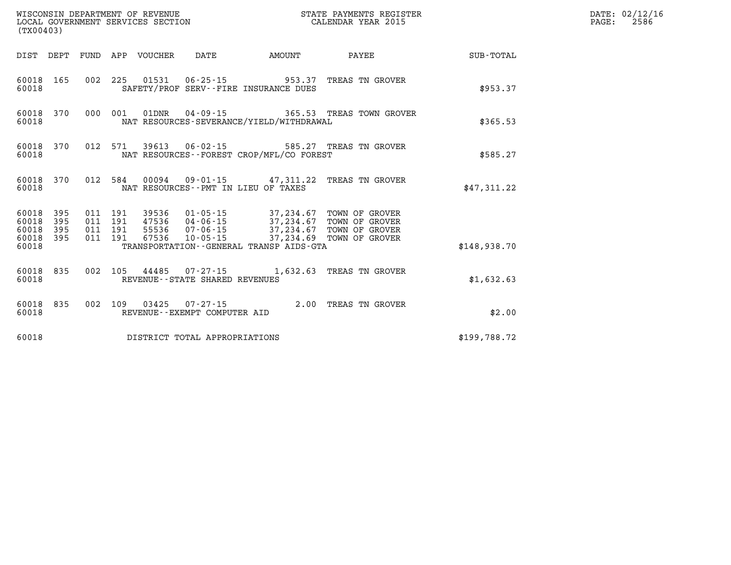WISCONSIN DEPARTMENT OF REVENUE
LOCAL GOVERNMENT SERVICES SECTION
(TX00403)

STATE PAYMENTS REGISTER
CALENDAR YEAR 2015

DATE: 02/12/16
PAGE: 2586

| DIST | DEPT | FUND | APP | VOUCHER | DATE | AMOUNT | PAYEE | SUB-TOTAL |
|---|---|---|---|---|---|---|---|---|
| 60018 | 165 | 002 | 225 | 01531 | 06-25-15 | 953.37 | TREAS TN GROVER | |
| 60018 | | | | SAFETY/PROF SERV--FIRE INSURANCE DUES | | | | $953.37 |
| 60018 | 370 | 000 | 001 | 01DNR | 04-09-15 | 365.53 | TREAS TOWN GROVER | |
| 60018 | | | | NAT RESOURCES-SEVERANCE/YIELD/WITHDRAWAL | | | | $365.53 |
| 60018 | 370 | 012 | 571 | 39613 | 06-02-15 | 585.27 | TREAS TN GROVER | |
| 60018 | | | | NAT RESOURCES--FOREST CROP/MFL/CO FOREST | | | | $585.27 |
| 60018 | 370 | 012 | 584 | 00094 | 09-01-15 | 47,311.22 | TREAS TN GROVER | |
| 60018 | | | | NAT RESOURCES--PMT IN LIEU OF TAXES | | | | $47,311.22 |
| 60018 | 395 | 011 | 191 | 39536 | 01-05-15 | 37,234.67 | TOWN OF GROVER | |
| 60018 | 395 | 011 | 191 | 47536 | 04-06-15 | 37,234.67 | TOWN OF GROVER | |
| 60018 | 395 | 011 | 191 | 55536 | 07-06-15 | 37,234.67 | TOWN OF GROVER | |
| 60018 | 395 | 011 | 191 | 67536 | 10-05-15 | 37,234.69 | TOWN OF GROVER | |
| 60018 | | | | TRANSPORTATION--GENERAL TRANSP AIDS-GTA | | | | $148,938.70 |
| 60018 | 835 | 002 | 105 | 44485 | 07-27-15 | 1,632.63 | TREAS TN GROVER | |
| 60018 | | | | REVENUE--STATE SHARED REVENUES | | | | $1,632.63 |
| 60018 | 835 | 002 | 109 | 03425 | 07-27-15 | 2.00 | TREAS TN GROVER | |
| 60018 | | | | REVENUE--EXEMPT COMPUTER AID | | | | $2.00 |
| 60018 | | | | DISTRICT TOTAL APPROPRIATIONS | | | | $199,788.72 |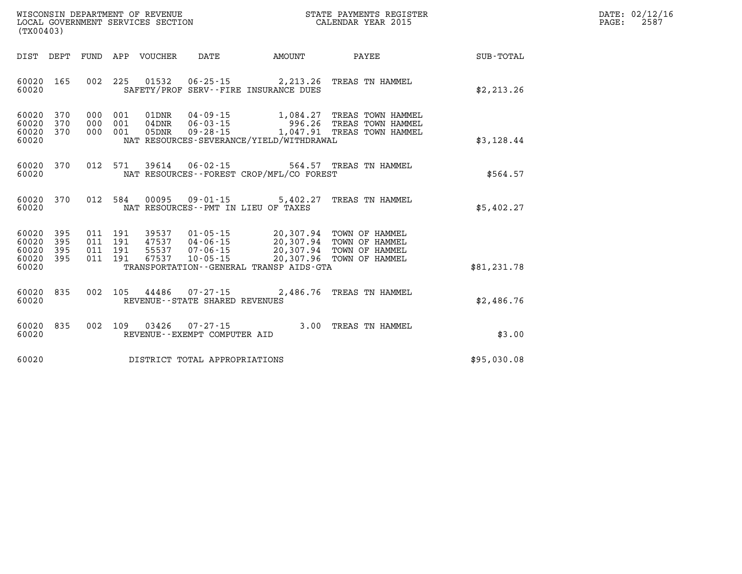WISCONSIN DEPARTMENT OF REVENUE
LOCAL GOVERNMENT SERVICES SECTION
(TX00403)

STATE PAYMENTS REGISTER
CALENDAR YEAR 2015

DATE: 02/12/16
PAGE: 2587

| DIST | DEPT | FUND | APP | VOUCHER | DATE | AMOUNT | PAYEE | SUB-TOTAL |
|---|---|---|---|---|---|---|---|---|
| 60020 | 165 | 002 | 225 | 01532 | 06-25-15 | 2,213.26 | TREAS TN HAMMEL | |
| 60020 | | | | SAFETY/PROF SERV--FIRE INSURANCE DUES | | | | $2,213.26 |
| 60020 | 370 | 000 | 001 | 01DNR | 04-09-15 | 1,084.27 | TREAS TOWN HAMMEL | |
| 60020 | 370 | 000 | 001 | 04DNR | 06-03-15 | 996.26 | TREAS TOWN HAMMEL | |
| 60020 | 370 | 000 | 001 | 05DNR | 09-28-15 | 1,047.91 | TREAS TOWN HAMMEL | |
| 60020 | | | | NAT RESOURCES-SEVERANCE/YIELD/WITHDRAWAL | | | | $3,128.44 |
| 60020 | 370 | 012 | 571 | 39614 | 06-02-15 | 564.57 | TREAS TN HAMMEL | |
| 60020 | | | | NAT RESOURCES--FOREST CROP/MFL/CO FOREST | | | | $564.57 |
| 60020 | 370 | 012 | 584 | 00095 | 09-01-15 | 5,402.27 | TREAS TN HAMMEL | |
| 60020 | | | | NAT RESOURCES--PMT IN LIEU OF TAXES | | | | $5,402.27 |
| 60020 | 395 | 011 | 191 | 39537 | 01-05-15 | 20,307.94 | TOWN OF HAMMEL | |
| 60020 | 395 | 011 | 191 | 47537 | 04-06-15 | 20,307.94 | TOWN OF HAMMEL | |
| 60020 | 395 | 011 | 191 | 55537 | 07-06-15 | 20,307.94 | TOWN OF HAMMEL | |
| 60020 | 395 | 011 | 191 | 67537 | 10-05-15 | 20,307.96 | TOWN OF HAMMEL | |
| 60020 | | | | TRANSPORTATION--GENERAL TRANSP AIDS-GTA | | | | $81,231.78 |
| 60020 | 835 | 002 | 105 | 44486 | 07-27-15 | 2,486.76 | TREAS TN HAMMEL | |
| 60020 | | | | REVENUE--STATE SHARED REVENUES | | | | $2,486.76 |
| 60020 | 835 | 002 | 109 | 03426 | 07-27-15 | 3.00 | TREAS TN HAMMEL | |
| 60020 | | | | REVENUE--EXEMPT COMPUTER AID | | | | $3.00 |
| 60020 | | | | DISTRICT TOTAL APPROPRIATIONS | | | | $95,030.08 |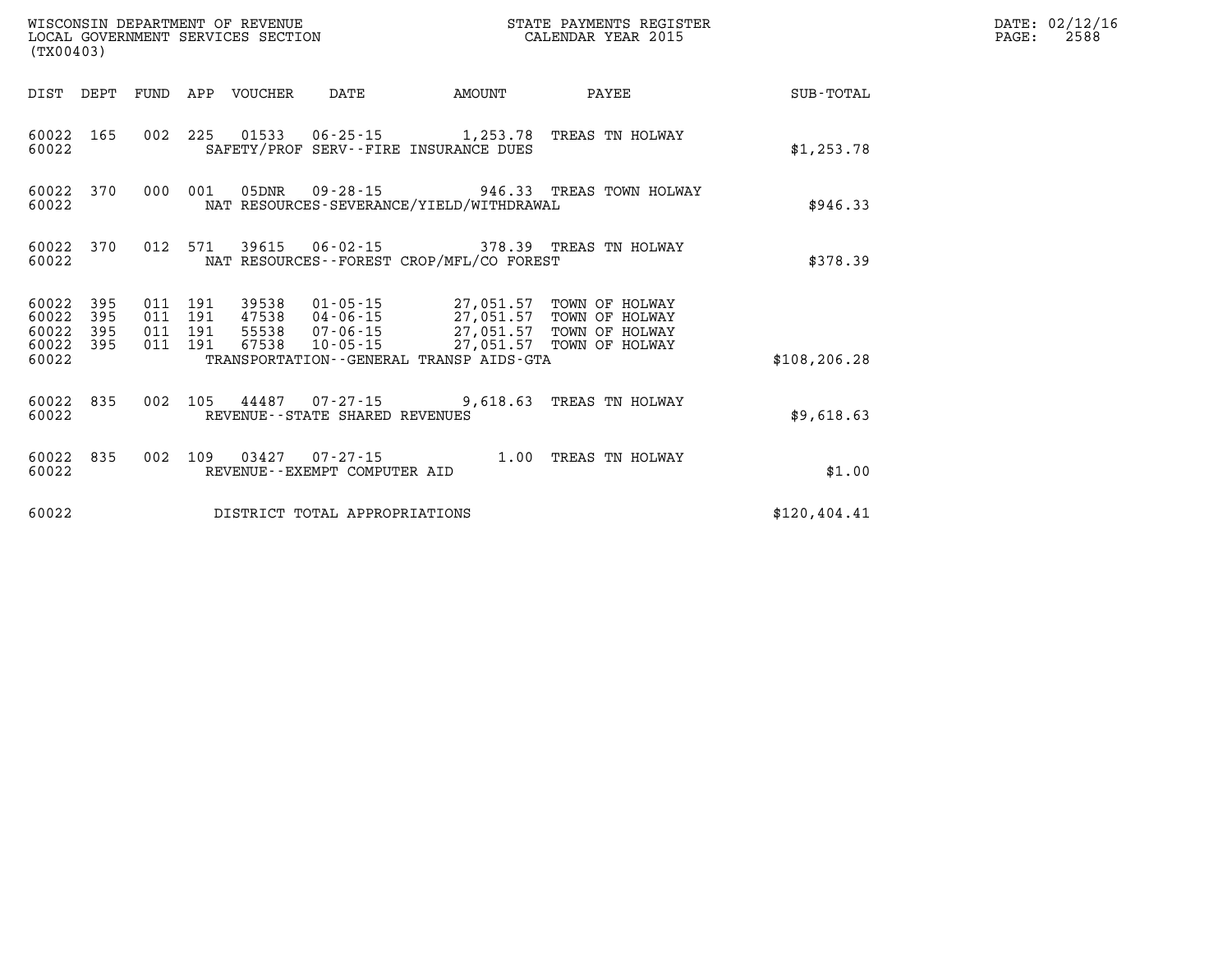WISCONSIN DEPARTMENT OF REVENUE
LOCAL GOVERNMENT SERVICES SECTION
(TX00403)

STATE PAYMENTS REGISTER
CALENDAR YEAR 2015

DATE: 02/12/16
PAGE: 2588

| DIST | DEPT | FUND | APP | VOUCHER | DATE | AMOUNT | PAYEE | SUB-TOTAL |
|---|---|---|---|---|---|---|---|---|
| 60022 | 165 | 002 | 225 | 01533 | 06-25-15 | 1,253.78 | TREAS TN HOLWAY | |
| 60022 | | | | SAFETY/PROF SERV--FIRE INSURANCE DUES | | | | $1,253.78 |
| 60022 | 370 | 000 | 001 | 05DNR | 09-28-15 | 946.33 | TREAS TOWN HOLWAY | |
| 60022 | | | | NAT RESOURCES-SEVERANCE/YIELD/WITHDRAWAL | | | | $946.33 |
| 60022 | 370 | 012 | 571 | 39615 | 06-02-15 | 378.39 | TREAS TN HOLWAY | |
| 60022 | | | | NAT RESOURCES--FOREST CROP/MFL/CO FOREST | | | | $378.39 |
| 60022 | 395 | 011 | 191 | 39538 | 01-05-15 | 27,051.57 | TOWN OF HOLWAY | |
| 60022 | 395 | 011 | 191 | 47538 | 04-06-15 | 27,051.57 | TOWN OF HOLWAY | |
| 60022 | 395 | 011 | 191 | 55538 | 07-06-15 | 27,051.57 | TOWN OF HOLWAY | |
| 60022 | 395 | 011 | 191 | 67538 | 10-05-15 | 27,051.57 | TOWN OF HOLWAY | |
| 60022 | | | | TRANSPORTATION--GENERAL TRANSP AIDS-GTA | | | | $108,206.28 |
| 60022 | 835 | 002 | 105 | 44487 | 07-27-15 | 9,618.63 | TREAS TN HOLWAY | |
| 60022 | | | | REVENUE--STATE SHARED REVENUES | | | | $9,618.63 |
| 60022 | 835 | 002 | 109 | 03427 | 07-27-15 | 1.00 | TREAS TN HOLWAY | |
| 60022 | | | | REVENUE--EXEMPT COMPUTER AID | | | | $1.00 |
| 60022 | | | | DISTRICT TOTAL APPROPRIATIONS | | | | $120,404.41 |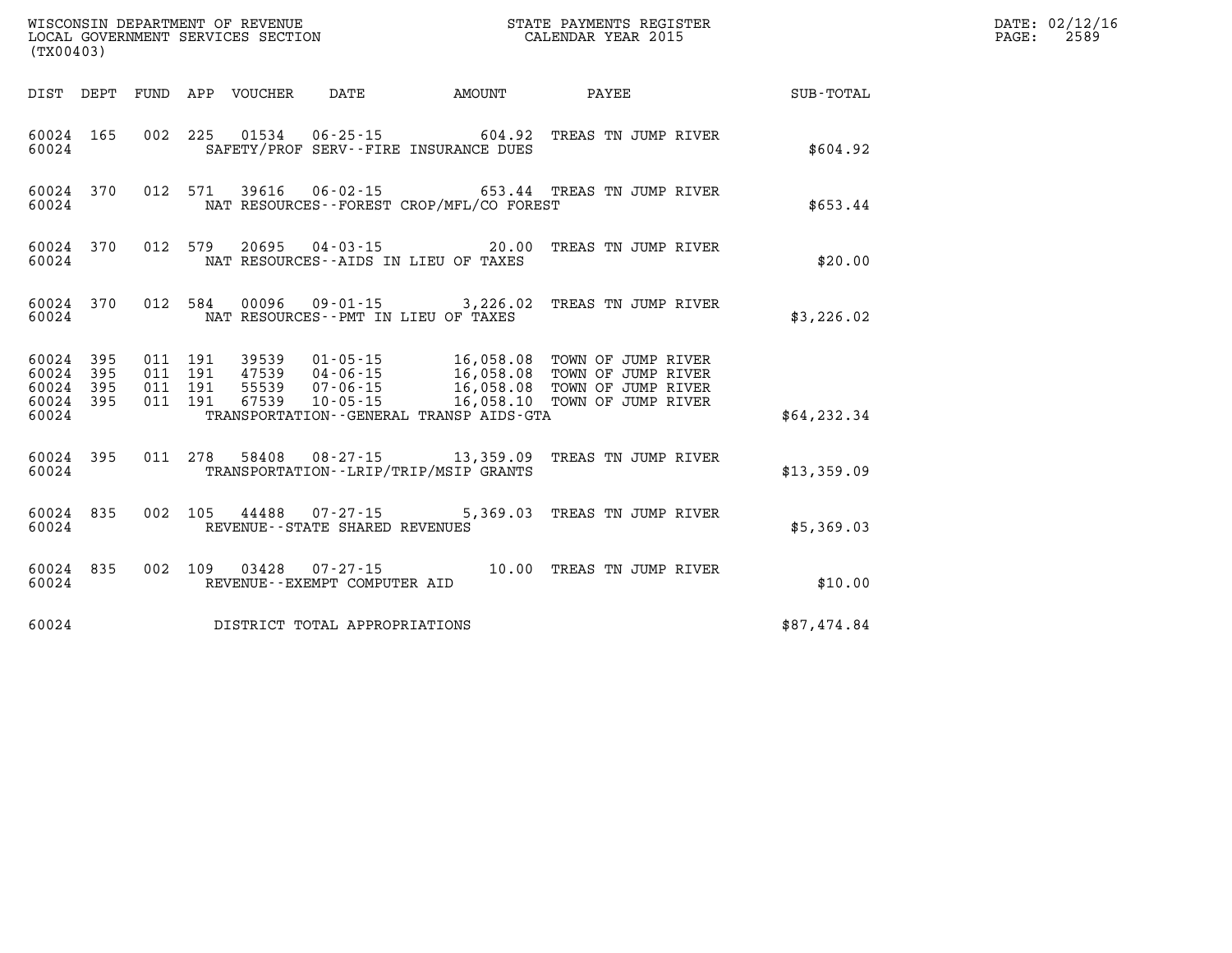WISCONSIN DEPARTMENT OF REVENUE
LOCAL GOVERNMENT SERVICES SECTION
(TX00403)

STATE PAYMENTS REGISTER
CALENDAR YEAR 2015

| DIST | DEPT | FUND | APP | VOUCHER | DATE | AMOUNT | PAYEE | SUB-TOTAL |
|---|---|---|---|---|---|---|---|---|
| 60024 | 165 | 002 | 225 | 01534 | 06-25-15 | 604.92 | TREAS TN JUMP RIVER | |
| 60024 | | | | SAFETY/PROF SERV--FIRE INSURANCE DUES | | | | $604.92 |
| 60024 | 370 | 012 | 571 | 39616 | 06-02-15 | 653.44 | TREAS TN JUMP RIVER | |
| 60024 | | | | NAT RESOURCES--FOREST CROP/MFL/CO FOREST | | | | $653.44 |
| 60024 | 370 | 012 | 579 | 20695 | 04-03-15 | 20.00 | TREAS TN JUMP RIVER | |
| 60024 | | | | NAT RESOURCES--AIDS IN LIEU OF TAXES | | | | $20.00 |
| 60024 | 370 | 012 | 584 | 00096 | 09-01-15 | 3,226.02 | TREAS TN JUMP RIVER | |
| 60024 | | | | NAT RESOURCES--PMT IN LIEU OF TAXES | | | | $3,226.02 |
| 60024 | 395 | 011 | 191 | 39539 | 01-05-15 | 16,058.08 | TOWN OF JUMP RIVER | |
| 60024 | 395 | 011 | 191 | 47539 | 04-06-15 | 16,058.08 | TOWN OF JUMP RIVER | |
| 60024 | 395 | 011 | 191 | 55539 | 07-06-15 | 16,058.08 | TOWN OF JUMP RIVER | |
| 60024 | 395 | 011 | 191 | 67539 | 10-05-15 | 16,058.10 | TOWN OF JUMP RIVER | |
| 60024 | | | | TRANSPORTATION--GENERAL TRANSP AIDS-GTA | | | | $64,232.34 |
| 60024 | 395 | 011 | 278 | 58408 | 08-27-15 | 13,359.09 | TREAS TN JUMP RIVER | |
| 60024 | | | | TRANSPORTATION--LRIP/TRIP/MSIP GRANTS | | | | $13,359.09 |
| 60024 | 835 | 002 | 105 | 44488 | 07-27-15 | 5,369.03 | TREAS TN JUMP RIVER | |
| 60024 | | | | REVENUE--STATE SHARED REVENUES | | | | $5,369.03 |
| 60024 | 835 | 002 | 109 | 03428 | 07-27-15 | 10.00 | TREAS TN JUMP RIVER | |
| 60024 | | | | REVENUE--EXEMPT COMPUTER AID | | | | $10.00 |
| 60024 | | | | DISTRICT TOTAL APPROPRIATIONS | | | | $87,474.84 |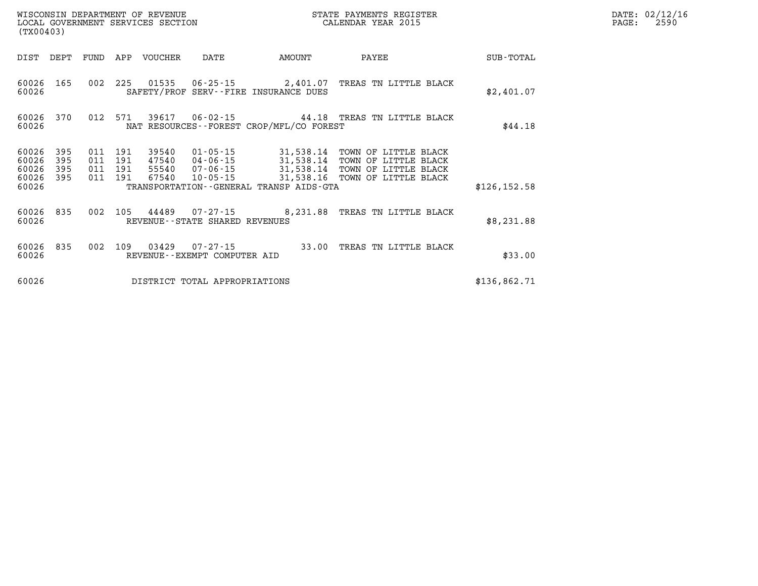WISCONSIN DEPARTMENT OF REVENUE
LOCAL GOVERNMENT SERVICES SECTION
(TX00403)

STATE PAYMENTS REGISTER
CALENDAR YEAR 2015

DATE: 02/12/16
PAGE: 2590

| DIST | DEPT | FUND | APP | VOUCHER | DATE | AMOUNT | PAYEE | SUB-TOTAL |
|---|---|---|---|---|---|---|---|---|
| 60026 | 165 | 002 | 225 | 01535 | 06-25-15 | 2,401.07 | TREAS TN LITTLE BLACK | |
| 60026 | | | | SAFETY/PROF SERV--FIRE INSURANCE DUES | | | | $2,401.07 |
| 60026 | 370 | 012 | 571 | 39617 | 06-02-15 | 44.18 | TREAS TN LITTLE BLACK | |
| 60026 | | | | NAT RESOURCES--FOREST CROP/MFL/CO FOREST | | | | $44.18 |
| 60026 | 395 | 011 | 191 | 39540 | 01-05-15 | 31,538.14 | TOWN OF LITTLE BLACK | |
| 60026 | 395 | 011 | 191 | 47540 | 04-06-15 | 31,538.14 | TOWN OF LITTLE BLACK | |
| 60026 | 395 | 011 | 191 | 55540 | 07-06-15 | 31,538.14 | TOWN OF LITTLE BLACK | |
| 60026 | 395 | 011 | 191 | 67540 | 10-05-15 | 31,538.16 | TOWN OF LITTLE BLACK | |
| 60026 | | | | TRANSPORTATION--GENERAL TRANSP AIDS-GTA | | | | $126,152.58 |
| 60026 | 835 | 002 | 105 | 44489 | 07-27-15 | 8,231.88 | TREAS TN LITTLE BLACK | |
| 60026 | | | | REVENUE--STATE SHARED REVENUES | | | | $8,231.88 |
| 60026 | 835 | 002 | 109 | 03429 | 07-27-15 | 33.00 | TREAS TN LITTLE BLACK | |
| 60026 | | | | REVENUE--EXEMPT COMPUTER AID | | | | $33.00 |
| 60026 | | | | DISTRICT TOTAL APPROPRIATIONS | | | | $136,862.71 |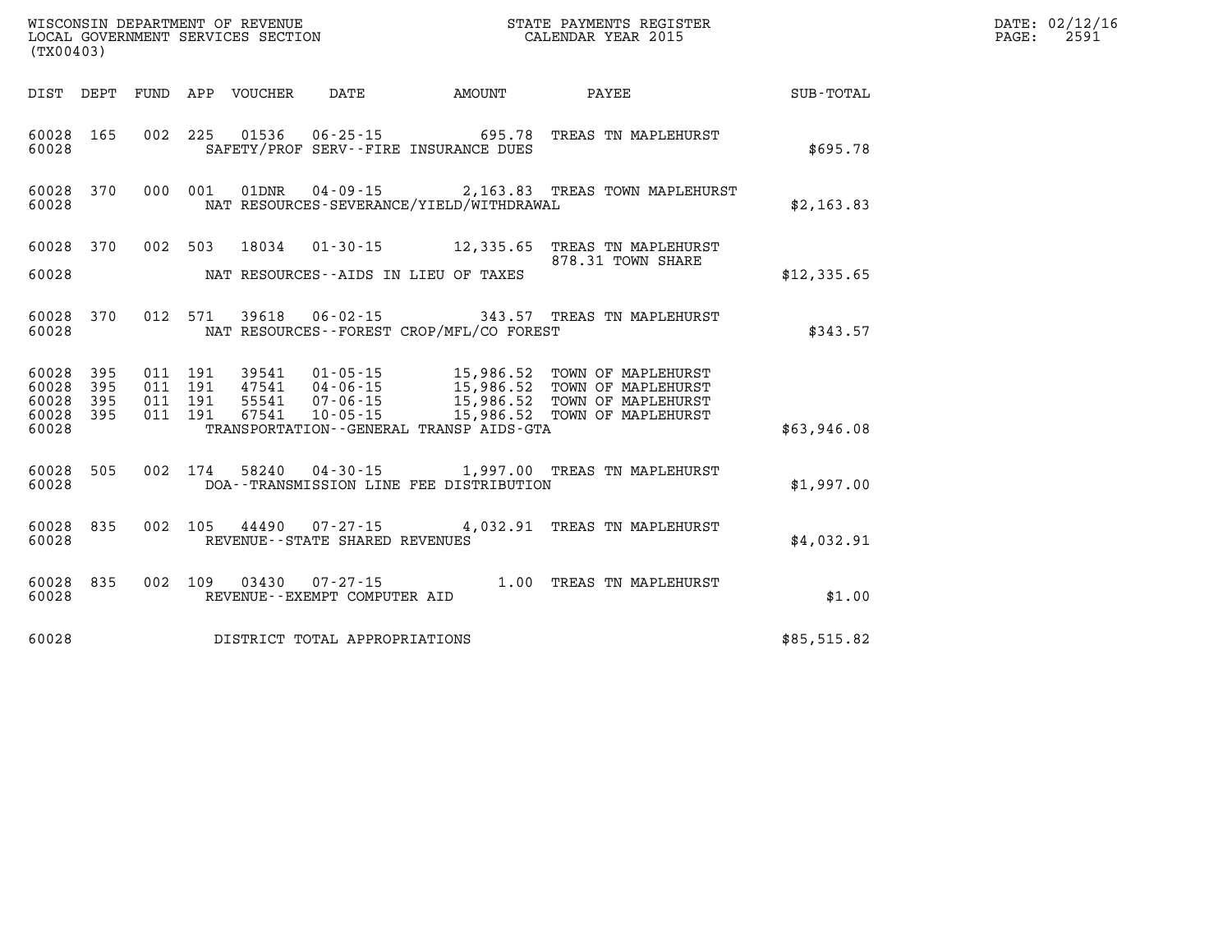WISCONSIN DEPARTMENT OF REVENUE
LOCAL GOVERNMENT SERVICES SECTION
(TX00403)

STATE PAYMENTS REGISTER
CALENDAR YEAR 2015

DATE: 02/12/16
PAGE: 2591

| DIST | DEPT | FUND | APP | VOUCHER | DATE | AMOUNT | PAYEE | SUB-TOTAL |
|---|---|---|---|---|---|---|---|---|
| 60028 | 165 | 002 | 225 | 01536 | 06-25-15 | 695.78 | TREAS TN MAPLEHURST | |
| 60028 | | | | | SAFETY/PROF SERV--FIRE INSURANCE DUES | | | $695.78 |
| 60028 | 370 | 000 | 001 | 01DNR | 04-09-15 | 2,163.83 | TREAS TOWN MAPLEHURST | |
| 60028 | | | | | NAT RESOURCES-SEVERANCE/YIELD/WITHDRAWAL | | | $2,163.83 |
| 60028 | 370 | 002 | 503 | 18034 | 01-30-15 | 12,335.65 | TREAS TN MAPLEHURST 878.31 TOWN SHARE | |
| 60028 | | | | | NAT RESOURCES--AIDS IN LIEU OF TAXES | | | $12,335.65 |
| 60028 | 370 | 012 | 571 | 39618 | 06-02-15 | 343.57 | TREAS TN MAPLEHURST | |
| 60028 | | | | | NAT RESOURCES--FOREST CROP/MFL/CO FOREST | | | $343.57 |
| 60028 | 395 | 011 | 191 | 39541 | 01-05-15 | 15,986.52 | TOWN OF MAPLEHURST | |
| 60028 | 395 | 011 | 191 | 47541 | 04-06-15 | 15,986.52 | TOWN OF MAPLEHURST | |
| 60028 | 395 | 011 | 191 | 55541 | 07-06-15 | 15,986.52 | TOWN OF MAPLEHURST | |
| 60028 | 395 | 011 | 191 | 67541 | 10-05-15 | 15,986.52 | TOWN OF MAPLEHURST | |
| 60028 | | | | | TRANSPORTATION--GENERAL TRANSP AIDS-GTA | | | $63,946.08 |
| 60028 | 505 | 002 | 174 | 58240 | 04-30-15 | 1,997.00 | TREAS TN MAPLEHURST | |
| 60028 | | | | | DOA--TRANSMISSION LINE FEE DISTRIBUTION | | | $1,997.00 |
| 60028 | 835 | 002 | 105 | 44490 | 07-27-15 | 4,032.91 | TREAS TN MAPLEHURST | |
| 60028 | | | | | REVENUE--STATE SHARED REVENUES | | | $4,032.91 |
| 60028 | 835 | 002 | 109 | 03430 | 07-27-15 | 1.00 | TREAS TN MAPLEHURST | |
| 60028 | | | | | REVENUE--EXEMPT COMPUTER AID | | | $1.00 |
| 60028 | | | | | DISTRICT TOTAL APPROPRIATIONS | | | $85,515.82 |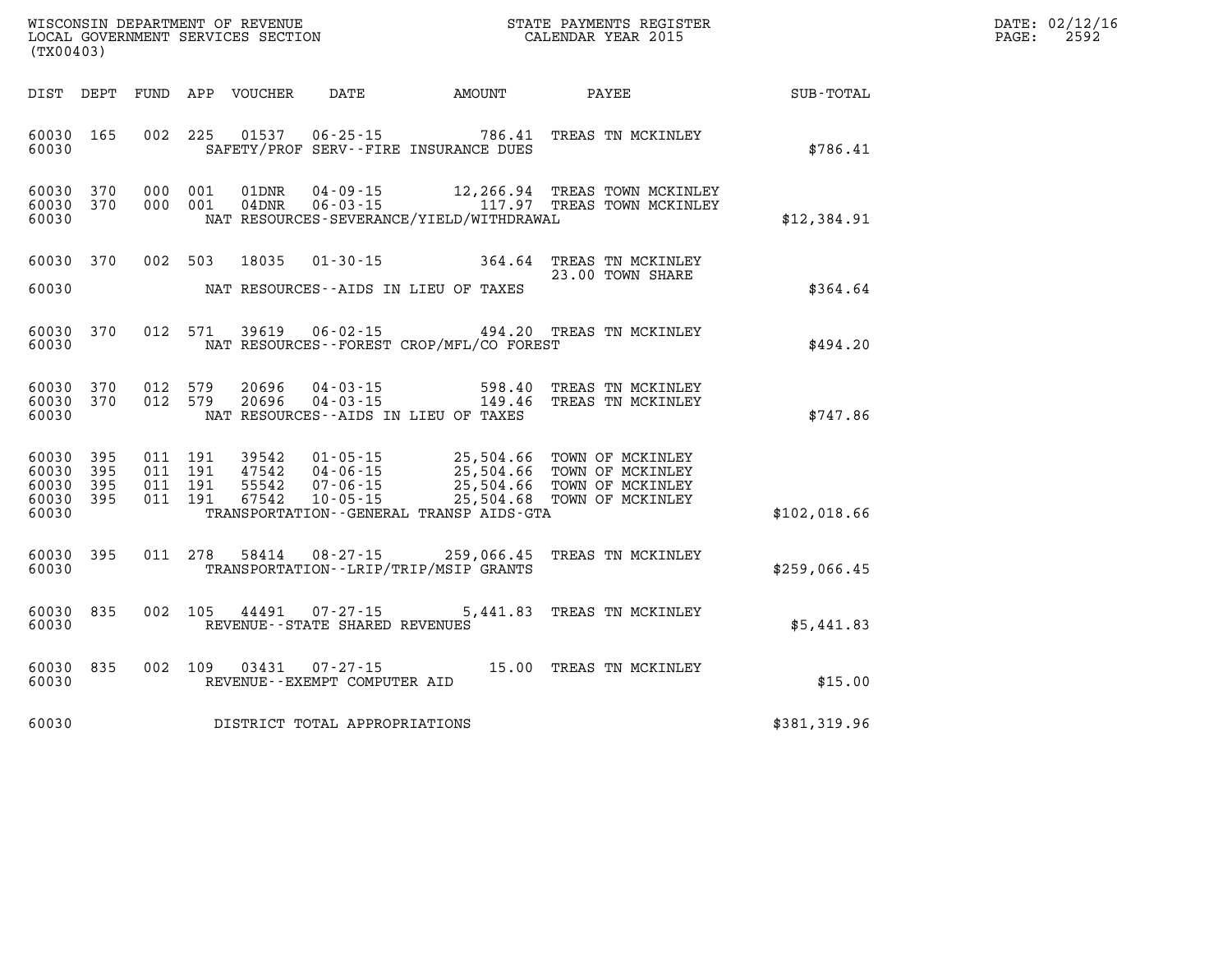WISCONSIN DEPARTMENT OF REVENUE
LOCAL GOVERNMENT SERVICES SECTION
(TX00403)

STATE PAYMENTS REGISTER
CALENDAR YEAR 2015

DATE: 02/12/16

| DIST | DEPT | FUND | APP | VOUCHER | DATE | AMOUNT | PAYEE | SUB-TOTAL |
|---|---|---|---|---|---|---|---|---|
| 60030 | 165 | 002 | 225 | 01537 | 06-25-15 | 786.41 | TREAS TN MCKINLEY | |
| 60030 | | | | | SAFETY/PROF SERV--FIRE INSURANCE DUES | | | $786.41 |
| 60030 | 370 | 000 | 001 | 01DNR | 04-09-15 | 12,266.94 | TREAS TOWN MCKINLEY | |
| 60030 | 370 | 000 | 001 | 04DNR | 06-03-15 | 117.97 | TREAS TOWN MCKINLEY | |
| 60030 | | | | | NAT RESOURCES-SEVERANCE/YIELD/WITHDRAWAL | | | $12,384.91 |
| 60030 | 370 | 002 | 503 | 18035 | 01-30-15 | 364.64 | TREAS TN MCKINLEY | |
| | | | | | | | 23.00 TOWN SHARE | |
| 60030 | | | | | NAT RESOURCES--AIDS IN LIEU OF TAXES | | | $364.64 |
| 60030 | 370 | 012 | 571 | 39619 | 06-02-15 | 494.20 | TREAS TN MCKINLEY | |
| 60030 | | | | | NAT RESOURCES--FOREST CROP/MFL/CO FOREST | | | $494.20 |
| 60030 | 370 | 012 | 579 | 20696 | 04-03-15 | 598.40 | TREAS TN MCKINLEY | |
| 60030 | 370 | 012 | 579 | 20696 | 04-03-15 | 149.46 | TREAS TN MCKINLEY | |
| 60030 | | | | | NAT RESOURCES--AIDS IN LIEU OF TAXES | | | $747.86 |
| 60030 | 395 | 011 | 191 | 39542 | 01-05-15 | 25,504.66 | TOWN OF MCKINLEY | |
| 60030 | 395 | 011 | 191 | 47542 | 04-06-15 | 25,504.66 | TOWN OF MCKINLEY | |
| 60030 | 395 | 011 | 191 | 55542 | 07-06-15 | 25,504.66 | TOWN OF MCKINLEY | |
| 60030 | 395 | 011 | 191 | 67542 | 10-05-15 | 25,504.68 | TOWN OF MCKINLEY | |
| 60030 | | | | | TRANSPORTATION--GENERAL TRANSP AIDS-GTA | | | $102,018.66 |
| 60030 | 395 | 011 | 278 | 58414 | 08-27-15 | 259,066.45 | TREAS TN MCKINLEY | |
| 60030 | | | | | TRANSPORTATION--LRIP/TRIP/MSIP GRANTS | | | $259,066.45 |
| 60030 | 835 | 002 | 105 | 44491 | 07-27-15 | 5,441.83 | TREAS TN MCKINLEY | |
| 60030 | | | | | REVENUE--STATE SHARED REVENUES | | | $5,441.83 |
| 60030 | 835 | 002 | 109 | 03431 | 07-27-15 | 15.00 | TREAS TN MCKINLEY | |
| 60030 | | | | | REVENUE--EXEMPT COMPUTER AID | | | $15.00 |
| 60030 | | | | | DISTRICT TOTAL APPROPRIATIONS | | | $381,319.96 |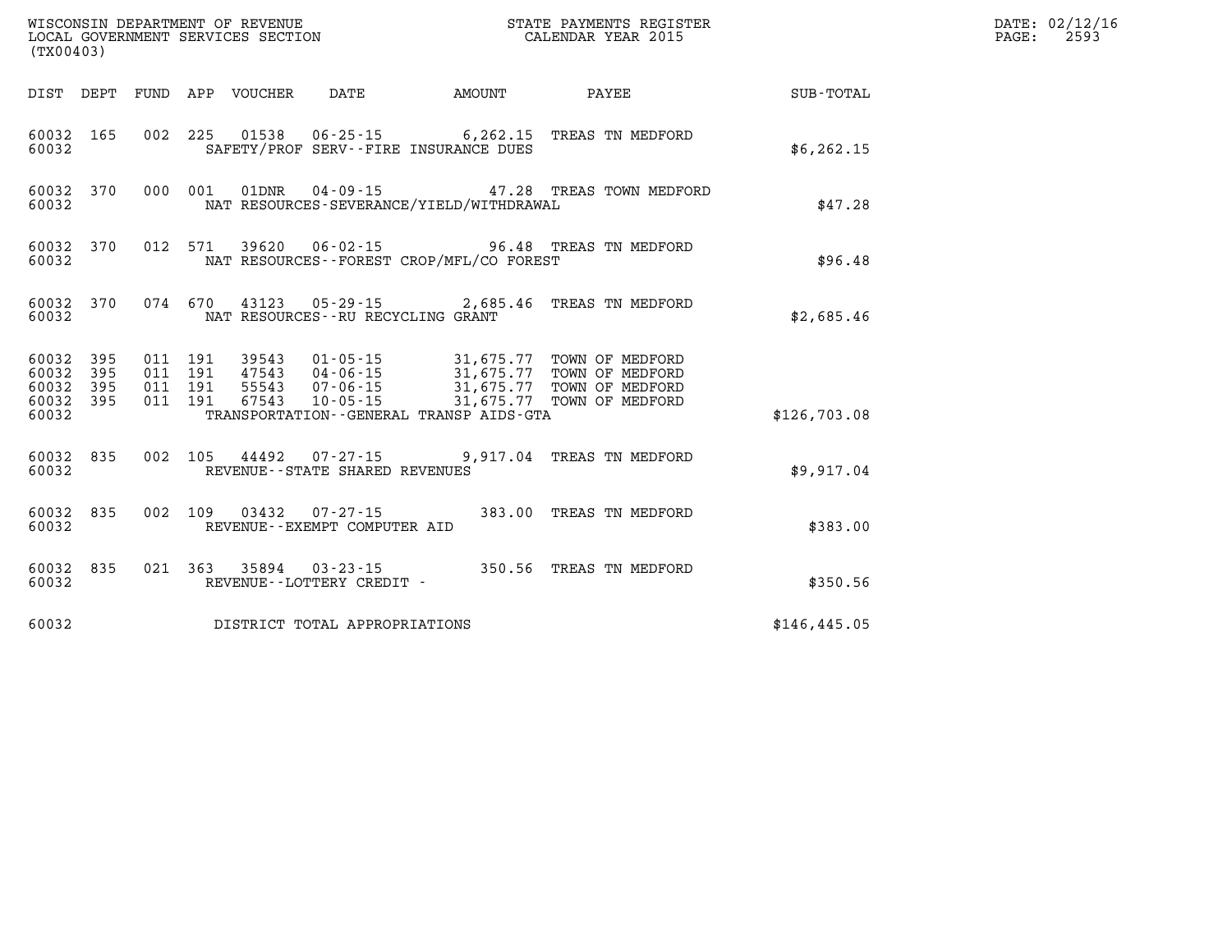WISCONSIN DEPARTMENT OF REVENUE
LOCAL GOVERNMENT SERVICES SECTION
(TX00403)

STATE PAYMENTS REGISTER
CALENDAR YEAR 2015

| DIST | DEPT | FUND | APP | VOUCHER | DATE | AMOUNT | PAYEE | SUB-TOTAL |
|---|---|---|---|---|---|---|---|---|
| 60032 | 165 | 002 | 225 | 01538 | 06-25-15 | 6,262.15 | TREAS TN MEDFORD | |
| 60032 | | | | SAFETY/PROF SERV--FIRE INSURANCE DUES | | | | $6,262.15 |
| 60032 | 370 | 000 | 001 | 01DNR | 04-09-15 | 47.28 | TREAS TOWN MEDFORD | |
| 60032 | | | | NAT RESOURCES-SEVERANCE/YIELD/WITHDRAWAL | | | | $47.28 |
| 60032 | 370 | 012 | 571 | 39620 | 06-02-15 | 96.48 | TREAS TN MEDFORD | |
| 60032 | | | | NAT RESOURCES--FOREST CROP/MFL/CO FOREST | | | | $96.48 |
| 60032 | 370 | 074 | 670 | 43123 | 05-29-15 | 2,685.46 | TREAS TN MEDFORD | |
| 60032 | | | | NAT RESOURCES--RU RECYCLING GRANT | | | | $2,685.46 |
| 60032 | 395 | 011 | 191 | 39543 | 01-05-15 | 31,675.77 | TOWN OF MEDFORD | |
| 60032 | 395 | 011 | 191 | 47543 | 04-06-15 | 31,675.77 | TOWN OF MEDFORD | |
| 60032 | 395 | 011 | 191 | 55543 | 07-06-15 | 31,675.77 | TOWN OF MEDFORD | |
| 60032 | 395 | 011 | 191 | 67543 | 10-05-15 | 31,675.77 | TOWN OF MEDFORD | |
| 60032 | | | | TRANSPORTATION--GENERAL TRANSP AIDS-GTA | | | | $126,703.08 |
| 60032 | 835 | 002 | 105 | 44492 | 07-27-15 | 9,917.04 | TREAS TN MEDFORD | |
| 60032 | | | | REVENUE--STATE SHARED REVENUES | | | | $9,917.04 |
| 60032 | 835 | 002 | 109 | 03432 | 07-27-15 | 383.00 | TREAS TN MEDFORD | |
| 60032 | | | | REVENUE--EXEMPT COMPUTER AID | | | | $383.00 |
| 60032 | 835 | 021 | 363 | 35894 | 03-23-15 | 350.56 | TREAS TN MEDFORD | |
| 60032 | | | | REVENUE--LOTTERY CREDIT - | | | | $350.56 |
| 60032 | | | | DISTRICT TOTAL APPROPRIATIONS | | | | $146,445.05 |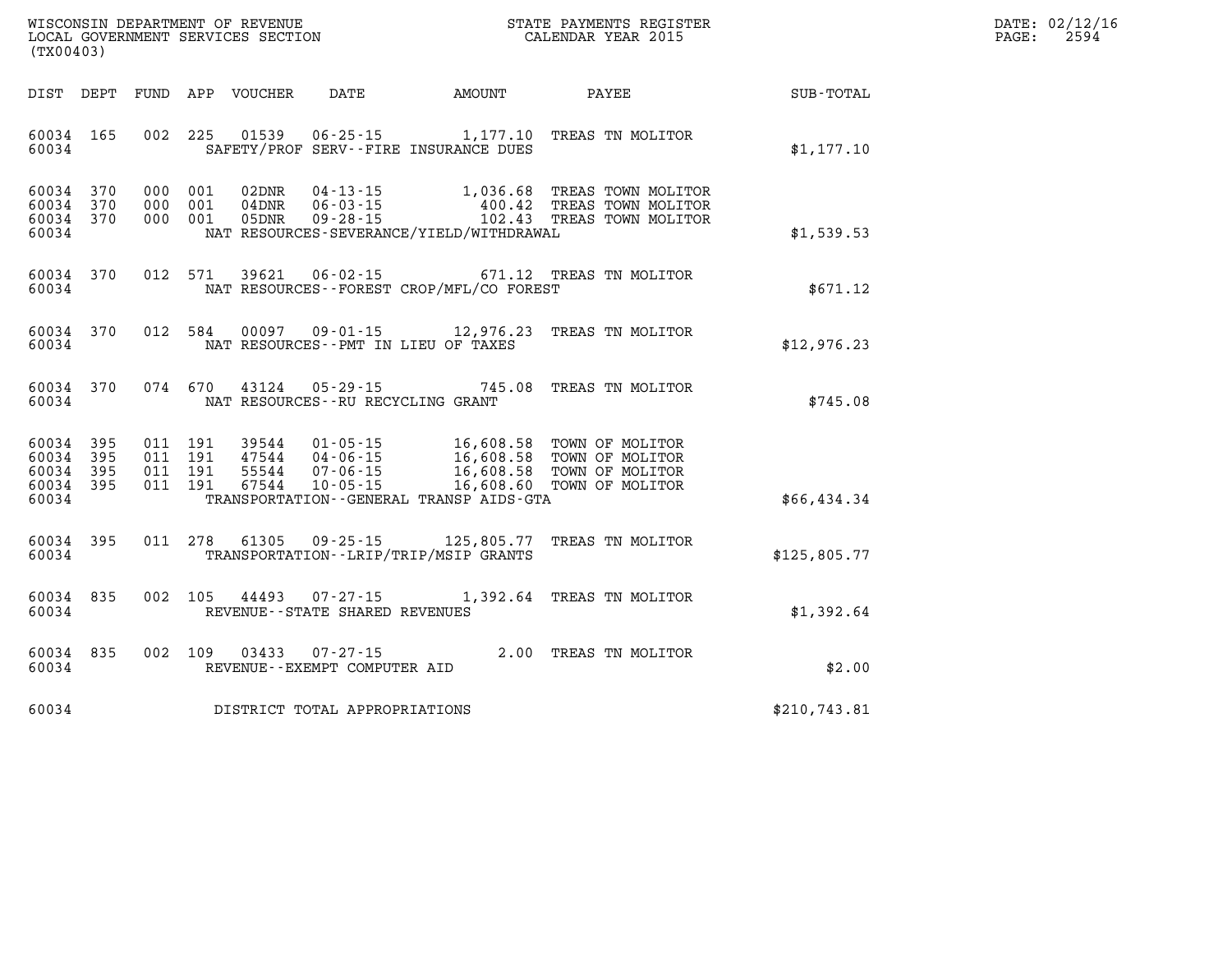WISCONSIN DEPARTMENT OF REVENUE
LOCAL GOVERNMENT SERVICES SECTION
(TX00403)

STATE PAYMENTS REGISTER
CALENDAR YEAR 2015

DATE: 02/12/16
PAGE: 2594

| DIST | DEPT | FUND | APP | VOUCHER | DATE | AMOUNT | PAYEE | SUB-TOTAL |
|---|---|---|---|---|---|---|---|---|
| 60034 | 165 | 002 | 225 | 01539 | 06-25-15 | 1,177.10 | TREAS TN MOLITOR | |
| 60034 | | | | | SAFETY/PROF SERV--FIRE INSURANCE DUES | | | $1,177.10 |
| 60034 | 370 | 000 | 001 | 02DNR | 04-13-15 | 1,036.68 | TREAS TOWN MOLITOR | |
| 60034 | 370 | 000 | 001 | 04DNR | 06-03-15 | 400.42 | TREAS TOWN MOLITOR | |
| 60034 | 370 | 000 | 001 | 05DNR | 09-28-15 | 102.43 | TREAS TOWN MOLITOR | |
| 60034 | | | | | NAT RESOURCES-SEVERANCE/YIELD/WITHDRAWAL | | | $1,539.53 |
| 60034 | 370 | 012 | 571 | 39621 | 06-02-15 | 671.12 | TREAS TN MOLITOR | |
| 60034 | | | | | NAT RESOURCES--FOREST CROP/MFL/CO FOREST | | | $671.12 |
| 60034 | 370 | 012 | 584 | 00097 | 09-01-15 | 12,976.23 | TREAS TN MOLITOR | |
| 60034 | | | | | NAT RESOURCES--PMT IN LIEU OF TAXES | | | $12,976.23 |
| 60034 | 370 | 074 | 670 | 43124 | 05-29-15 | 745.08 | TREAS TN MOLITOR | |
| 60034 | | | | | NAT RESOURCES--RU RECYCLING GRANT | | | $745.08 |
| 60034 | 395 | 011 | 191 | 39544 | 01-05-15 | 16,608.58 | TOWN OF MOLITOR | |
| 60034 | 395 | 011 | 191 | 47544 | 04-06-15 | 16,608.58 | TOWN OF MOLITOR | |
| 60034 | 395 | 011 | 191 | 55544 | 07-06-15 | 16,608.58 | TOWN OF MOLITOR | |
| 60034 | 395 | 011 | 191 | 67544 | 10-05-15 | 16,608.60 | TOWN OF MOLITOR | |
| 60034 | | | | | TRANSPORTATION--GENERAL TRANSP AIDS-GTA | | | $66,434.34 |
| 60034 | 395 | 011 | 278 | 61305 | 09-25-15 | 125,805.77 | TREAS TN MOLITOR | |
| 60034 | | | | | TRANSPORTATION--LRIP/TRIP/MSIP GRANTS | | | $125,805.77 |
| 60034 | 835 | 002 | 105 | 44493 | 07-27-15 | 1,392.64 | TREAS TN MOLITOR | |
| 60034 | | | | | REVENUE--STATE SHARED REVENUES | | | $1,392.64 |
| 60034 | 835 | 002 | 109 | 03433 | 07-27-15 | 2.00 | TREAS TN MOLITOR | |
| 60034 | | | | | REVENUE--EXEMPT COMPUTER AID | | | $2.00 |
| 60034 | | | | | DISTRICT TOTAL APPROPRIATIONS | | | $210,743.81 |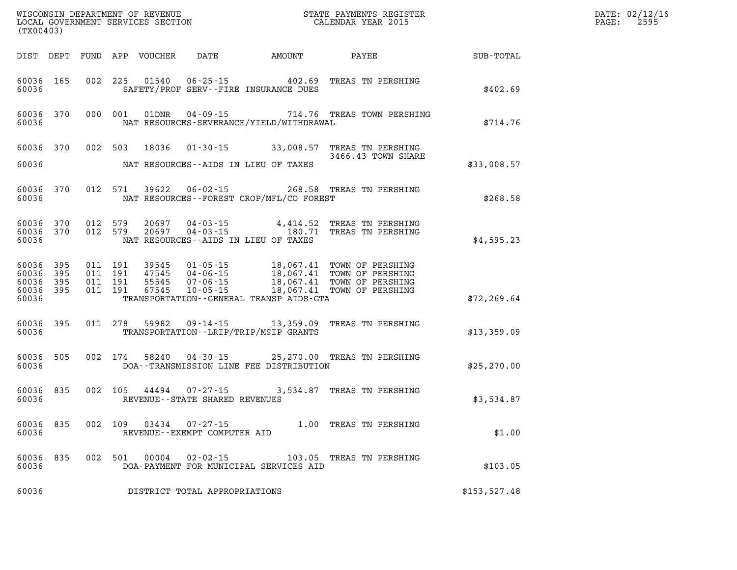WISCONSIN DEPARTMENT OF REVENUE
LOCAL GOVERNMENT SERVICES SECTION
(TX00403)

STATE PAYMENTS REGISTER
CALENDAR YEAR 2015

DATE: 02/12/16
PAGE: 2595

| DIST | DEPT | FUND | APP | VOUCHER | DATE | AMOUNT | PAYEE | SUB-TOTAL |
|---|---|---|---|---|---|---|---|---|
| 60036 | 165 | 002 | 225 | 01540 | 06-25-15 | 402.69 | TREAS TN PERSHING | |
| 60036 | | | | | SAFETY/PROF SERV--FIRE INSURANCE DUES | | | $402.69 |
| 60036 | 370 | 000 | 001 | 01DNR | 04-09-15 | 714.76 | TREAS TOWN PERSHING | |
| 60036 | | | | | NAT RESOURCES-SEVERANCE/YIELD/WITHDRAWAL | | | $714.76 |
| 60036 | 370 | 002 | 503 | 18036 | 01-30-15 | 33,008.57 | TREAS TN PERSHING 3466.43 TOWN SHARE | |
| 60036 | | | | | NAT RESOURCES--AIDS IN LIEU OF TAXES | | | $33,008.57 |
| 60036 | 370 | 012 | 571 | 39622 | 06-02-15 | 268.58 | TREAS TN PERSHING | |
| 60036 | | | | | NAT RESOURCES--FOREST CROP/MFL/CO FOREST | | | $268.58 |
| 60036 | 370 | 012 | 579 | 20697 | 04-03-15 | 4,414.52 | TREAS TN PERSHING | |
| 60036 | 370 | 012 | 579 | 20697 | 04-03-15 | 180.71 | TREAS TN PERSHING | |
| 60036 | | | | | NAT RESOURCES--AIDS IN LIEU OF TAXES | | | $4,595.23 |
| 60036 | 395 | 011 | 191 | 39545 | 01-05-15 | 18,067.41 | TOWN OF PERSHING | |
| 60036 | 395 | 011 | 191 | 47545 | 04-06-15 | 18,067.41 | TOWN OF PERSHING | |
| 60036 | 395 | 011 | 191 | 55545 | 07-06-15 | 18,067.41 | TOWN OF PERSHING | |
| 60036 | 395 | 011 | 191 | 67545 | 10-05-15 | 18,067.41 | TOWN OF PERSHING | |
| 60036 | | | | | TRANSPORTATION--GENERAL TRANSP AIDS-GTA | | | $72,269.64 |
| 60036 | 395 | 011 | 278 | 59982 | 09-14-15 | 13,359.09 | TREAS TN PERSHING | |
| 60036 | | | | | TRANSPORTATION--LRIP/TRIP/MSIP GRANTS | | | $13,359.09 |
| 60036 | 505 | 002 | 174 | 58240 | 04-30-15 | 25,270.00 | TREAS TN PERSHING | |
| 60036 | | | | | DOA--TRANSMISSION LINE FEE DISTRIBUTION | | | $25,270.00 |
| 60036 | 835 | 002 | 105 | 44494 | 07-27-15 | 3,534.87 | TREAS TN PERSHING | |
| 60036 | | | | | REVENUE--STATE SHARED REVENUES | | | $3,534.87 |
| 60036 | 835 | 002 | 109 | 03434 | 07-27-15 | 1.00 | TREAS TN PERSHING | |
| 60036 | | | | | REVENUE--EXEMPT COMPUTER AID | | | $1.00 |
| 60036 | 835 | 002 | 501 | 00004 | 02-02-15 | 103.05 | TREAS TN PERSHING | |
| 60036 | | | | | DOA-PAYMENT FOR MUNICIPAL SERVICES AID | | | $103.05 |
| 60036 | | | | | DISTRICT TOTAL APPROPRIATIONS | | | $153,527.48 |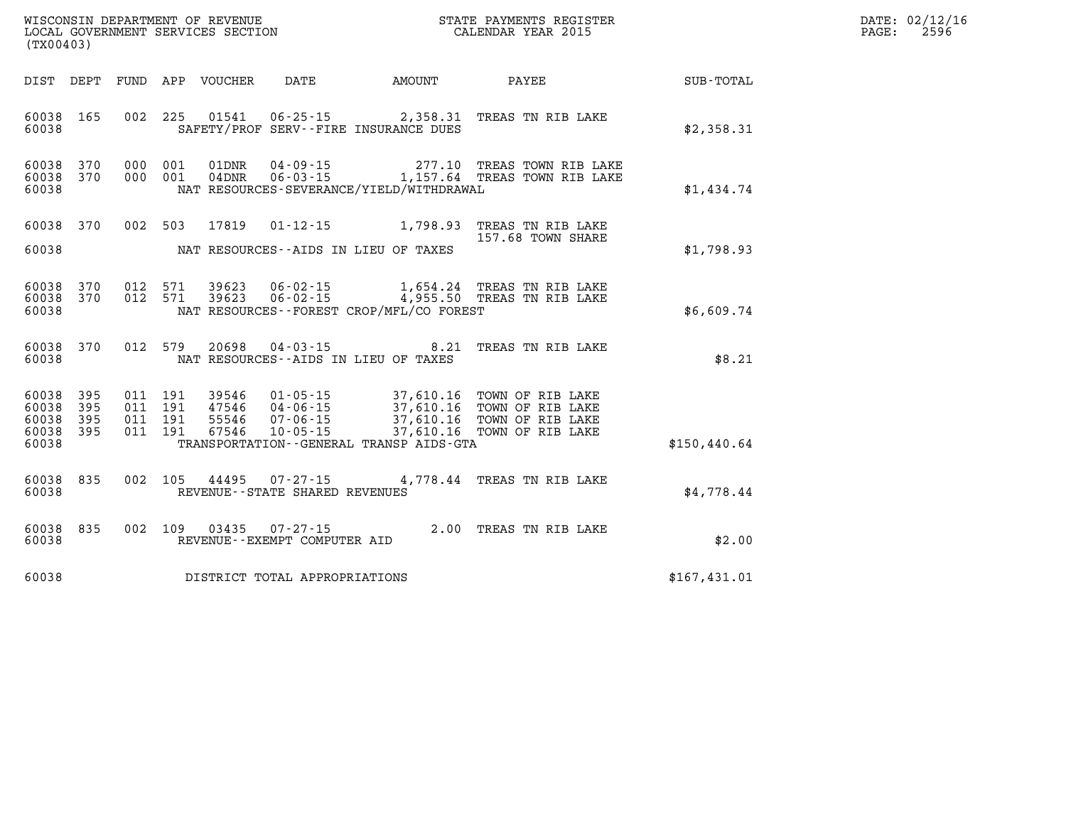WISCONSIN DEPARTMENT OF REVENUE
LOCAL GOVERNMENT SERVICES SECTION
(TX00403)

STATE PAYMENTS REGISTER
CALENDAR YEAR 2015

DATE: 02/12/16
PAGE: 2596

| DIST | DEPT | FUND | APP | VOUCHER | DATE | AMOUNT | PAYEE | SUB-TOTAL |
|---|---|---|---|---|---|---|---|---|
| 60038 | 165 | 002 | 225 | 01541 | 06-25-15 | 2,358.31 | TREAS TN RIB LAKE | |
| 60038 | | | | SAFETY/PROF SERV--FIRE INSURANCE DUES | | | | $2,358.31 |
| 60038 | 370 | 000 | 001 | 01DNR | 04-09-15 | 277.10 | TREAS TOWN RIB LAKE | |
| 60038 | 370 | 000 | 001 | 04DNR | 06-03-15 | 1,157.64 | TREAS TOWN RIB LAKE | |
| 60038 | | | | NAT RESOURCES-SEVERANCE/YIELD/WITHDRAWAL | | | | $1,434.74 |
| 60038 | 370 | 002 | 503 | 17819 | 01-12-15 | 1,798.93 | TREAS TN RIB LAKE 157.68 TOWN SHARE | |
| 60038 | | | | NAT RESOURCES--AIDS IN LIEU OF TAXES | | | | $1,798.93 |
| 60038 | 370 | 012 | 571 | 39623 | 06-02-15 | 1,654.24 | TREAS TN RIB LAKE | |
| 60038 | 370 | 012 | 571 | 39623 | 06-02-15 | 4,955.50 | TREAS TN RIB LAKE | |
| 60038 | | | | NAT RESOURCES--FOREST CROP/MFL/CO FOREST | | | | $6,609.74 |
| 60038 | 370 | 012 | 579 | 20698 | 04-03-15 | 8.21 | TREAS TN RIB LAKE | |
| 60038 | | | | NAT RESOURCES--AIDS IN LIEU OF TAXES | | | | $8.21 |
| 60038 | 395 | 011 | 191 | 39546 | 01-05-15 | 37,610.16 | TOWN OF RIB LAKE | |
| 60038 | 395 | 011 | 191 | 47546 | 04-06-15 | 37,610.16 | TOWN OF RIB LAKE | |
| 60038 | 395 | 011 | 191 | 55546 | 07-06-15 | 37,610.16 | TOWN OF RIB LAKE | |
| 60038 | 395 | 011 | 191 | 67546 | 10-05-15 | 37,610.16 | TOWN OF RIB LAKE | |
| 60038 | | | | TRANSPORTATION--GENERAL TRANSP AIDS-GTA | | | | $150,440.64 |
| 60038 | 835 | 002 | 105 | 44495 | 07-27-15 | 4,778.44 | TREAS TN RIB LAKE | |
| 60038 | | | | REVENUE--STATE SHARED REVENUES | | | | $4,778.44 |
| 60038 | 835 | 002 | 109 | 03435 | 07-27-15 | 2.00 | TREAS TN RIB LAKE | |
| 60038 | | | | REVENUE--EXEMPT COMPUTER AID | | | | $2.00 |
| 60038 | | | | DISTRICT TOTAL APPROPRIATIONS | | | | $167,431.01 |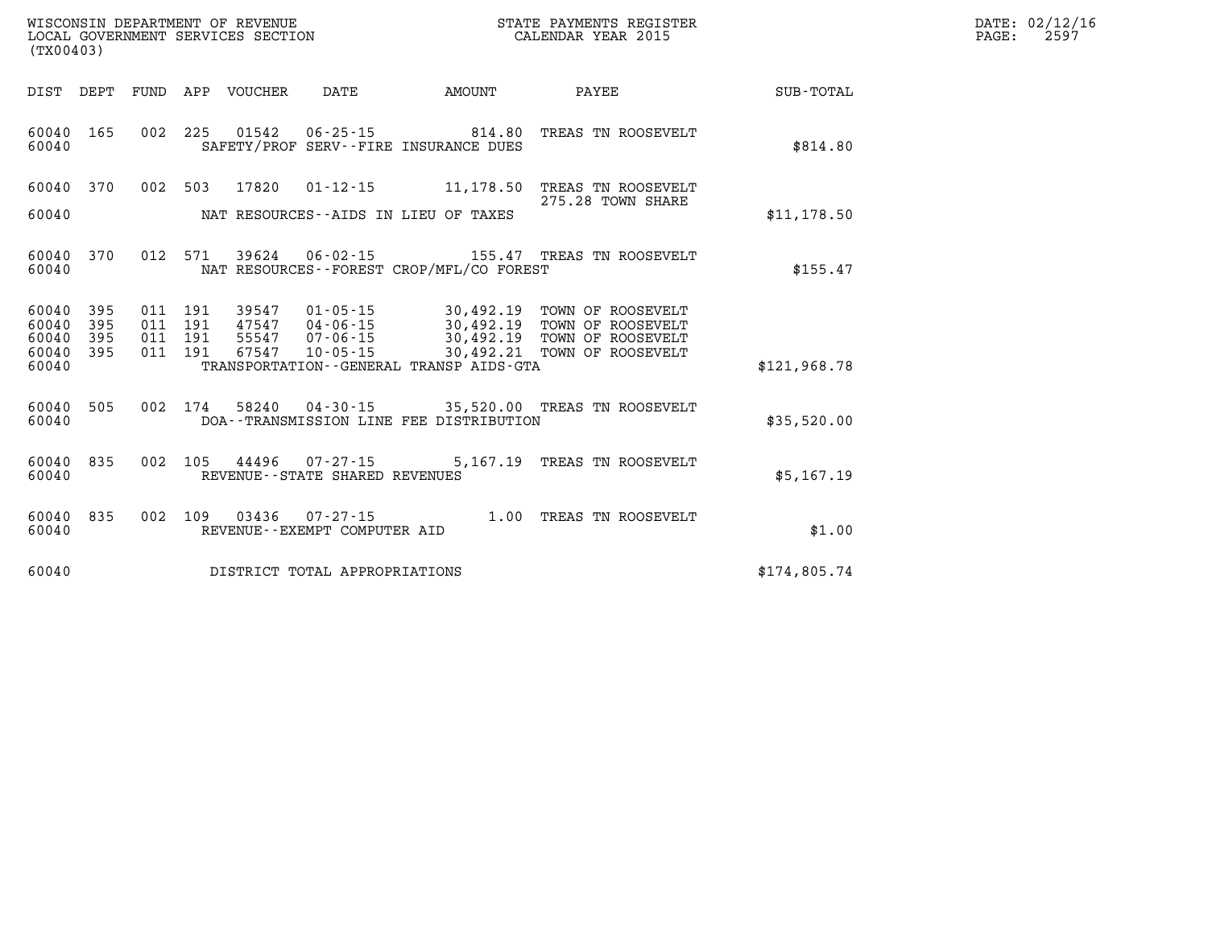WISCONSIN DEPARTMENT OF REVENUE
LOCAL GOVERNMENT SERVICES SECTION
(TX00403)

STATE PAYMENTS REGISTER
CALENDAR YEAR 2015

DATE: 02/12/16
PAGE: 2597

| DIST | DEPT | FUND | APP | VOUCHER | DATE | AMOUNT | PAYEE | SUB-TOTAL |
|---|---|---|---|---|---|---|---|---|
| 60040 | 165 | 002 | 225 | 01542 | 06-25-15 | 814.80 | TREAS TN ROOSEVELT | |
| 60040 | | | | SAFETY/PROF SERV--FIRE INSURANCE DUES | | | | $814.80 |
| 60040 | 370 | 002 | 503 | 17820 | 01-12-15 | 11,178.50 | TREAS TN ROOSEVELT 275.28 TOWN SHARE | |
| 60040 | | | | NAT RESOURCES--AIDS IN LIEU OF TAXES | | | | $11,178.50 |
| 60040 | 370 | 012 | 571 | 39624 | 06-02-15 | 155.47 | TREAS TN ROOSEVELT | |
| 60040 | | | | NAT RESOURCES--FOREST CROP/MFL/CO FOREST | | | | $155.47 |
| 60040 | 395 | 011 | 191 | 39547 | 01-05-15 | 30,492.19 | TOWN OF ROOSEVELT | |
| 60040 | 395 | 011 | 191 | 47547 | 04-06-15 | 30,492.19 | TOWN OF ROOSEVELT | |
| 60040 | 395 | 011 | 191 | 55547 | 07-06-15 | 30,492.19 | TOWN OF ROOSEVELT | |
| 60040 | 395 | 011 | 191 | 67547 | 10-05-15 | 30,492.21 | TOWN OF ROOSEVELT | |
| 60040 | | | | TRANSPORTATION--GENERAL TRANSP AIDS-GTA | | | | $121,968.78 |
| 60040 | 505 | 002 | 174 | 58240 | 04-30-15 | 35,520.00 | TREAS TN ROOSEVELT | |
| 60040 | | | | DOA--TRANSMISSION LINE FEE DISTRIBUTION | | | | $35,520.00 |
| 60040 | 835 | 002 | 105 | 44496 | 07-27-15 | 5,167.19 | TREAS TN ROOSEVELT | |
| 60040 | | | | REVENUE--STATE SHARED REVENUES | | | | $5,167.19 |
| 60040 | 835 | 002 | 109 | 03436 | 07-27-15 | 1.00 | TREAS TN ROOSEVELT | |
| 60040 | | | | REVENUE--EXEMPT COMPUTER AID | | | | $1.00 |
| 60040 | | | | DISTRICT TOTAL APPROPRIATIONS | | | | $174,805.74 |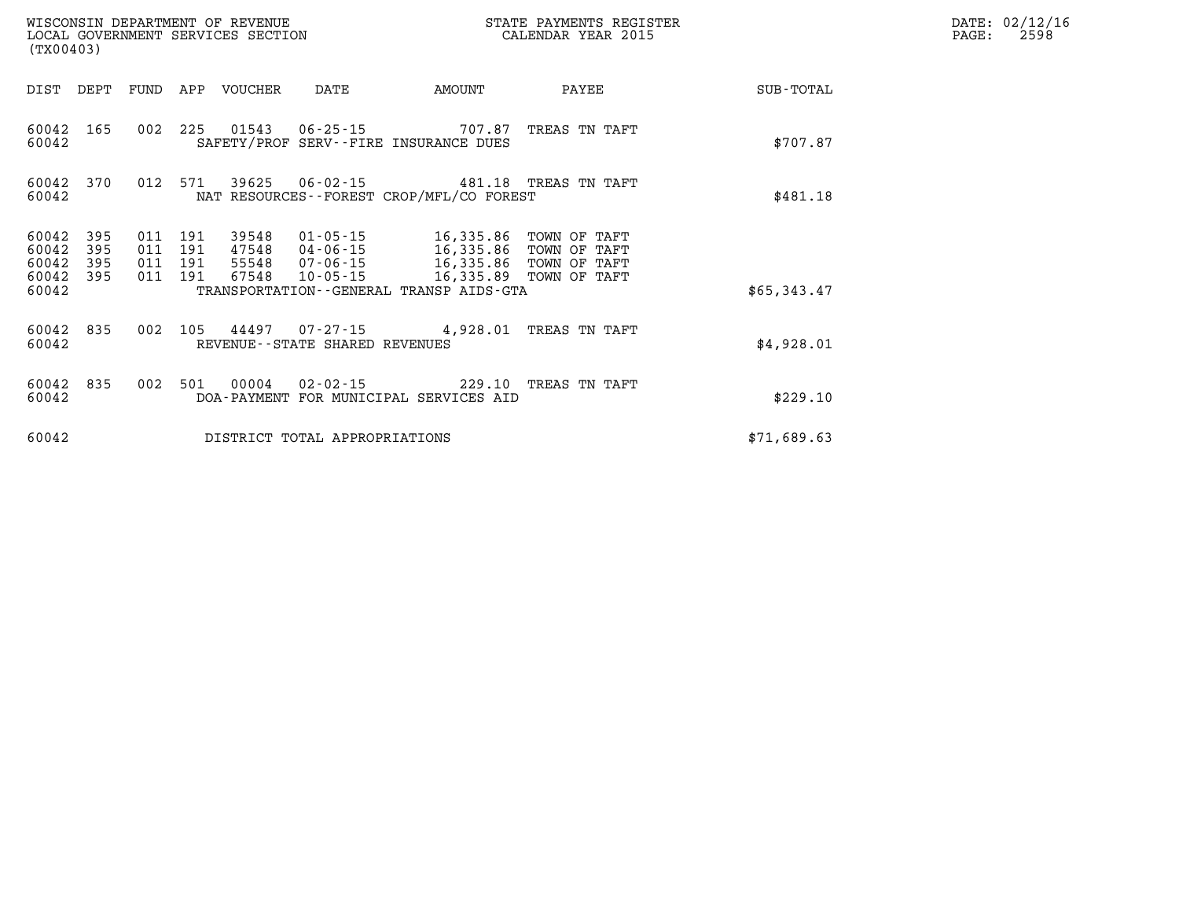WISCONSIN DEPARTMENT OF REVENUE
LOCAL GOVERNMENT SERVICES SECTION
(TX00403)

STATE PAYMENTS REGISTER
CALENDAR YEAR 2015

| DIST | DEPT | FUND | APP | VOUCHER | DATE | AMOUNT | PAYEE | SUB-TOTAL |
|---|---|---|---|---|---|---|---|---|
| 60042 | 165 | 002 | 225 | 01543 | 06-25-15 | 707.87 | TREAS TN TAFT | |
| 60042 | | | | SAFETY/PROF SERV--FIRE INSURANCE DUES | | | | $707.87 |
| 60042 | 370 | 012 | 571 | 39625 | 06-02-15 | 481.18 | TREAS TN TAFT | |
| 60042 | | | | NAT RESOURCES--FOREST CROP/MFL/CO FOREST | | | | $481.18 |
| 60042 | 395 | 011 | 191 | 39548 | 01-05-15 | 16,335.86 | TOWN OF TAFT | |
| 60042 | 395 | 011 | 191 | 47548 | 04-06-15 | 16,335.86 | TOWN OF TAFT | |
| 60042 | 395 | 011 | 191 | 55548 | 07-06-15 | 16,335.86 | TOWN OF TAFT | |
| 60042 | 395 | 011 | 191 | 67548 | 10-05-15 | 16,335.89 | TOWN OF TAFT | |
| 60042 | | | | TRANSPORTATION--GENERAL TRANSP AIDS-GTA | | | | $65,343.47 |
| 60042 | 835 | 002 | 105 | 44497 | 07-27-15 | 4,928.01 | TREAS TN TAFT | |
| 60042 | | | | REVENUE--STATE SHARED REVENUES | | | | $4,928.01 |
| 60042 | 835 | 002 | 501 | 00004 | 02-02-15 | 229.10 | TREAS TN TAFT | |
| 60042 | | | | DOA-PAYMENT FOR MUNICIPAL SERVICES AID | | | | $229.10 |
| 60042 | | | | DISTRICT TOTAL APPROPRIATIONS | | | | $71,689.63 |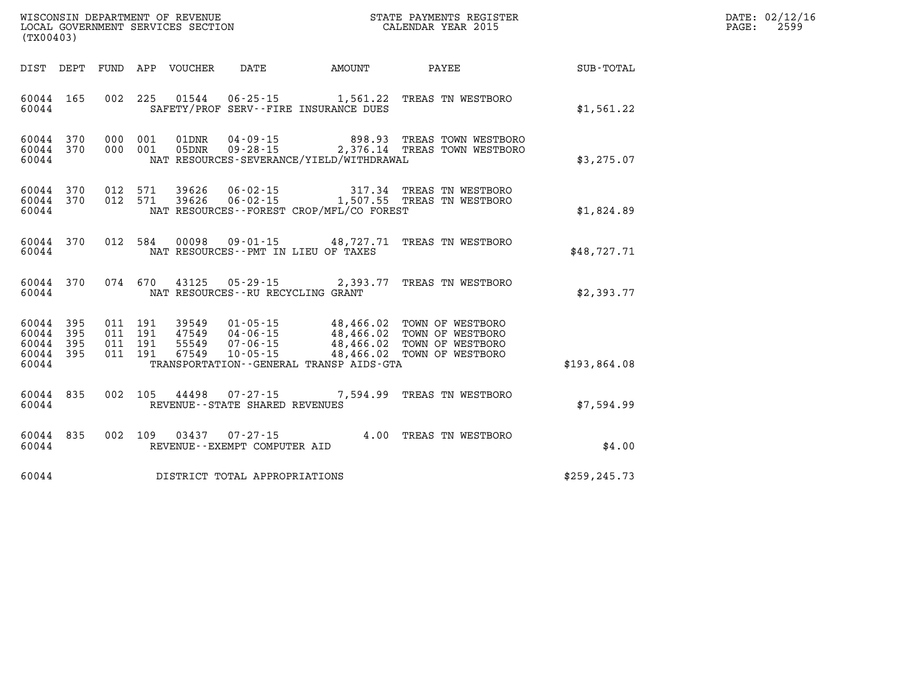WISCONSIN DEPARTMENT OF REVENUE
LOCAL GOVERNMENT SERVICES SECTION
(TX00403)

STATE PAYMENTS REGISTER
CALENDAR YEAR 2015

DATE: 02/12/16

| DIST | DEPT | FUND | APP | VOUCHER | DATE | AMOUNT | PAYEE | SUB-TOTAL |
|---|---|---|---|---|---|---|---|---|
| 60044 | 165 | 002 | 225 | 01544 | 06-25-15 | 1,561.22 | TREAS TN WESTBORO | |
| 60044 | | | | | SAFETY/PROF SERV--FIRE INSURANCE DUES | | | $1,561.22 |
| 60044 | 370 | 000 | 001 | 01DNR | 04-09-15 | 898.93 | TREAS TOWN WESTBORO | |
| 60044 | 370 | 000 | 001 | 05DNR | 09-28-15 | 2,376.14 | TREAS TOWN WESTBORO | |
| 60044 | | | | | NAT RESOURCES-SEVERANCE/YIELD/WITHDRAWAL | | | $3,275.07 |
| 60044 | 370 | 012 | 571 | 39626 | 06-02-15 | 317.34 | TREAS TN WESTBORO | |
| 60044 | 370 | 012 | 571 | 39626 | 06-02-15 | 1,507.55 | TREAS TN WESTBORO | |
| 60044 | | | | | NAT RESOURCES--FOREST CROP/MFL/CO FOREST | | | $1,824.89 |
| 60044 | 370 | 012 | 584 | 00098 | 09-01-15 | 48,727.71 | TREAS TN WESTBORO | |
| 60044 | | | | | NAT RESOURCES--PMT IN LIEU OF TAXES | | | $48,727.71 |
| 60044 | 370 | 074 | 670 | 43125 | 05-29-15 | 2,393.77 | TREAS TN WESTBORO | |
| 60044 | | | | | NAT RESOURCES--RU RECYCLING GRANT | | | $2,393.77 |
| 60044 | 395 | 011 | 191 | 39549 | 01-05-15 | 48,466.02 | TOWN OF WESTBORO | |
| 60044 | 395 | 011 | 191 | 47549 | 04-06-15 | 48,466.02 | TOWN OF WESTBORO | |
| 60044 | 395 | 011 | 191 | 55549 | 07-06-15 | 48,466.02 | TOWN OF WESTBORO | |
| 60044 | 395 | 011 | 191 | 67549 | 10-05-15 | 48,466.02 | TOWN OF WESTBORO | |
| 60044 | | | | | TRANSPORTATION--GENERAL TRANSP AIDS-GTA | | | $193,864.08 |
| 60044 | 835 | 002 | 105 | 44498 | 07-27-15 | 7,594.99 | TREAS TN WESTBORO | |
| 60044 | | | | | REVENUE--STATE SHARED REVENUES | | | $7,594.99 |
| 60044 | 835 | 002 | 109 | 03437 | 07-27-15 | 4.00 | TREAS TN WESTBORO | |
| 60044 | | | | | REVENUE--EXEMPT COMPUTER AID | | | $4.00 |
| 60044 | | | | | DISTRICT TOTAL APPROPRIATIONS | | | $259,245.73 |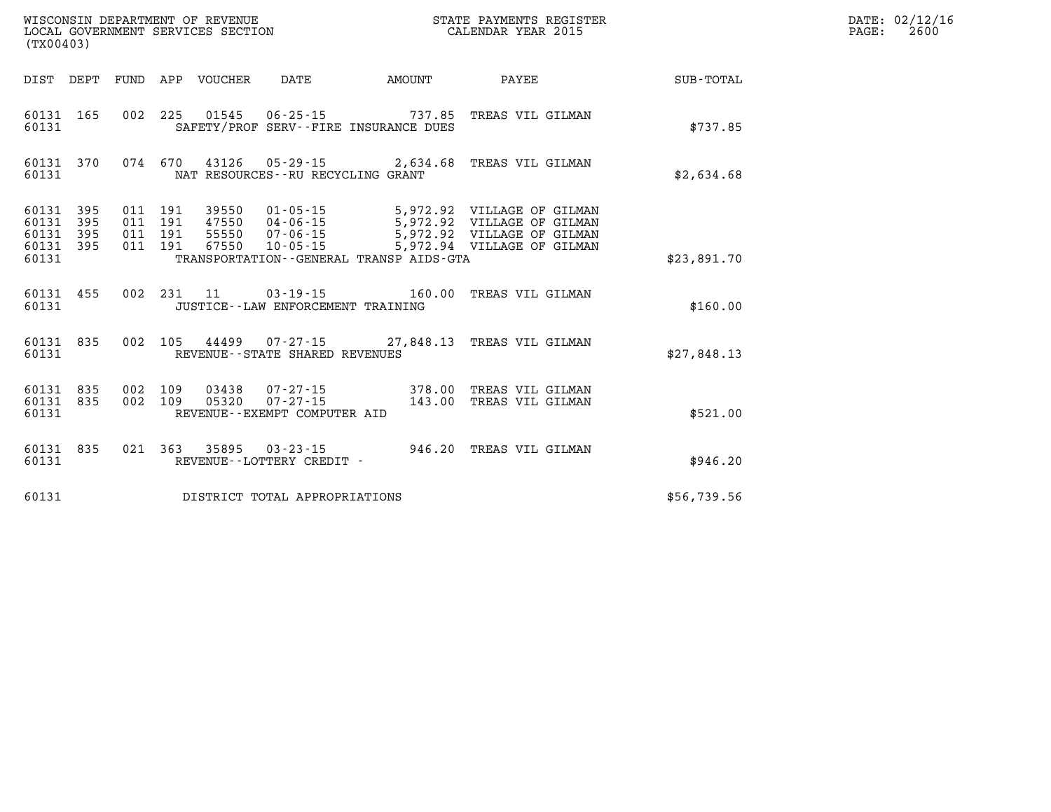WISCONSIN DEPARTMENT OF REVENUE
LOCAL GOVERNMENT SERVICES SECTION
(TX00403)

STATE PAYMENTS REGISTER
CALENDAR YEAR 2015

DATE: 02/12/16
PAGE: 2600

| DIST | DEPT | FUND | APP | VOUCHER | DATE | AMOUNT | PAYEE | SUB-TOTAL |
|---|---|---|---|---|---|---|---|---|
| 60131 | 165 | 002 | 225 | 01545 | 06-25-15 | 737.85 | TREAS VIL GILMAN | |
| 60131 | | | | SAFETY/PROF SERV--FIRE INSURANCE DUES | | | | $737.85 |
| 60131 | 370 | 074 | 670 | 43126 | 05-29-15 | 2,634.68 | TREAS VIL GILMAN | |
| 60131 | | | | NAT RESOURCES--RU RECYCLING GRANT | | | | $2,634.68 |
| 60131 | 395 | 011 | 191 | 39550 | 01-05-15 | 5,972.92 | VILLAGE OF GILMAN | |
| 60131 | 395 | 011 | 191 | 47550 | 04-06-15 | 5,972.92 | VILLAGE OF GILMAN | |
| 60131 | 395 | 011 | 191 | 55550 | 07-06-15 | 5,972.92 | VILLAGE OF GILMAN | |
| 60131 | 395 | 011 | 191 | 67550 | 10-05-15 | 5,972.94 | VILLAGE OF GILMAN | |
| 60131 | | | | TRANSPORTATION--GENERAL TRANSP AIDS-GTA | | | | $23,891.70 |
| 60131 | 455 | 002 | 231 | 11 | 03-19-15 | 160.00 | TREAS VIL GILMAN | |
| 60131 | | | | JUSTICE--LAW ENFORCEMENT TRAINING | | | | $160.00 |
| 60131 | 835 | 002 | 105 | 44499 | 07-27-15 | 27,848.13 | TREAS VIL GILMAN | |
| 60131 | | | | REVENUE--STATE SHARED REVENUES | | | | $27,848.13 |
| 60131 | 835 | 002 | 109 | 03438 | 07-27-15 | 378.00 | TREAS VIL GILMAN | |
| 60131 | 835 | 002 | 109 | 05320 | 07-27-15 | 143.00 | TREAS VIL GILMAN | |
| 60131 | | | | REVENUE--EXEMPT COMPUTER AID | | | | $521.00 |
| 60131 | 835 | 021 | 363 | 35895 | 03-23-15 | 946.20 | TREAS VIL GILMAN | |
| 60131 | | | | REVENUE--LOTTERY CREDIT - | | | | $946.20 |
| 60131 | | | | DISTRICT TOTAL APPROPRIATIONS | | | | $56,739.56 |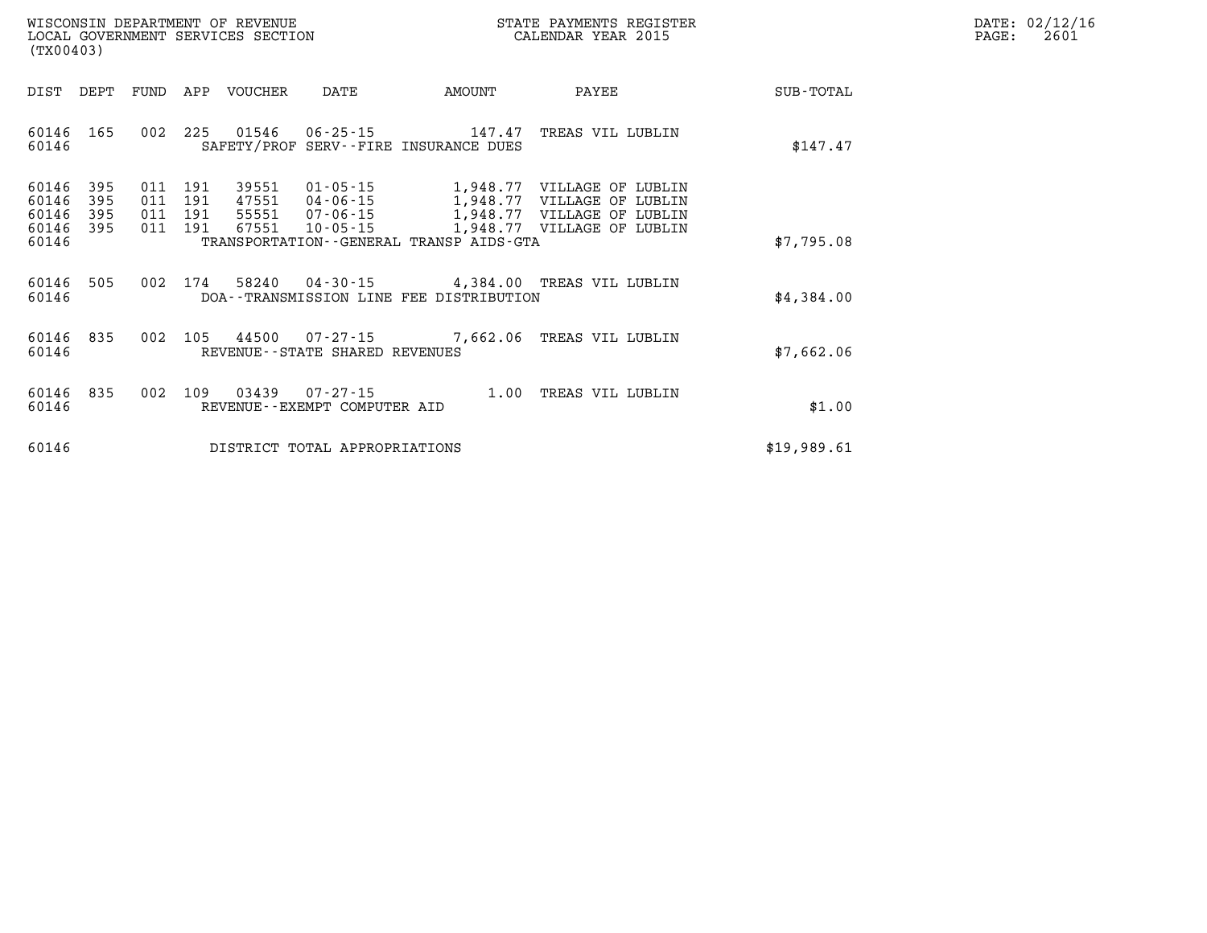WISCONSIN DEPARTMENT OF REVENUE
LOCAL GOVERNMENT SERVICES SECTION
(TX00403)

STATE PAYMENTS REGISTER
CALENDAR YEAR 2015

DATE: 02/12/16
PAGE: 2601

| DIST | DEPT | FUND | APP | VOUCHER | DATE | AMOUNT | PAYEE | SUB-TOTAL |
|---|---|---|---|---|---|---|---|---|
| 60146 | 165 | 002 | 225 | 01546 | 06-25-15 | 147.47 | TREAS VIL LUBLIN | |
| 60146 | | | | SAFETY/PROF SERV--FIRE INSURANCE DUES | | | | $147.47 |
| 60146 | 395 | 011 | 191 | 39551 | 01-05-15 | 1,948.77 | VILLAGE OF LUBLIN | |
| 60146 | 395 | 011 | 191 | 47551 | 04-06-15 | 1,948.77 | VILLAGE OF LUBLIN | |
| 60146 | 395 | 011 | 191 | 55551 | 07-06-15 | 1,948.77 | VILLAGE OF LUBLIN | |
| 60146 | 395 | 011 | 191 | 67551 | 10-05-15 | 1,948.77 | VILLAGE OF LUBLIN | |
| 60146 | | | | TRANSPORTATION--GENERAL TRANSP AIDS-GTA | | | | $7,795.08 |
| 60146 | 505 | 002 | 174 | 58240 | 04-30-15 | 4,384.00 | TREAS VIL LUBLIN | |
| 60146 | | | | DOA--TRANSMISSION LINE FEE DISTRIBUTION | | | | $4,384.00 |
| 60146 | 835 | 002 | 105 | 44500 | 07-27-15 | 7,662.06 | TREAS VIL LUBLIN | |
| 60146 | | | | REVENUE--STATE SHARED REVENUES | | | | $7,662.06 |
| 60146 | 835 | 002 | 109 | 03439 | 07-27-15 | 1.00 | TREAS VIL LUBLIN | |
| 60146 | | | | REVENUE--EXEMPT COMPUTER AID | | | | $1.00 |
| 60146 | | | | DISTRICT TOTAL APPROPRIATIONS | | | | $19,989.61 |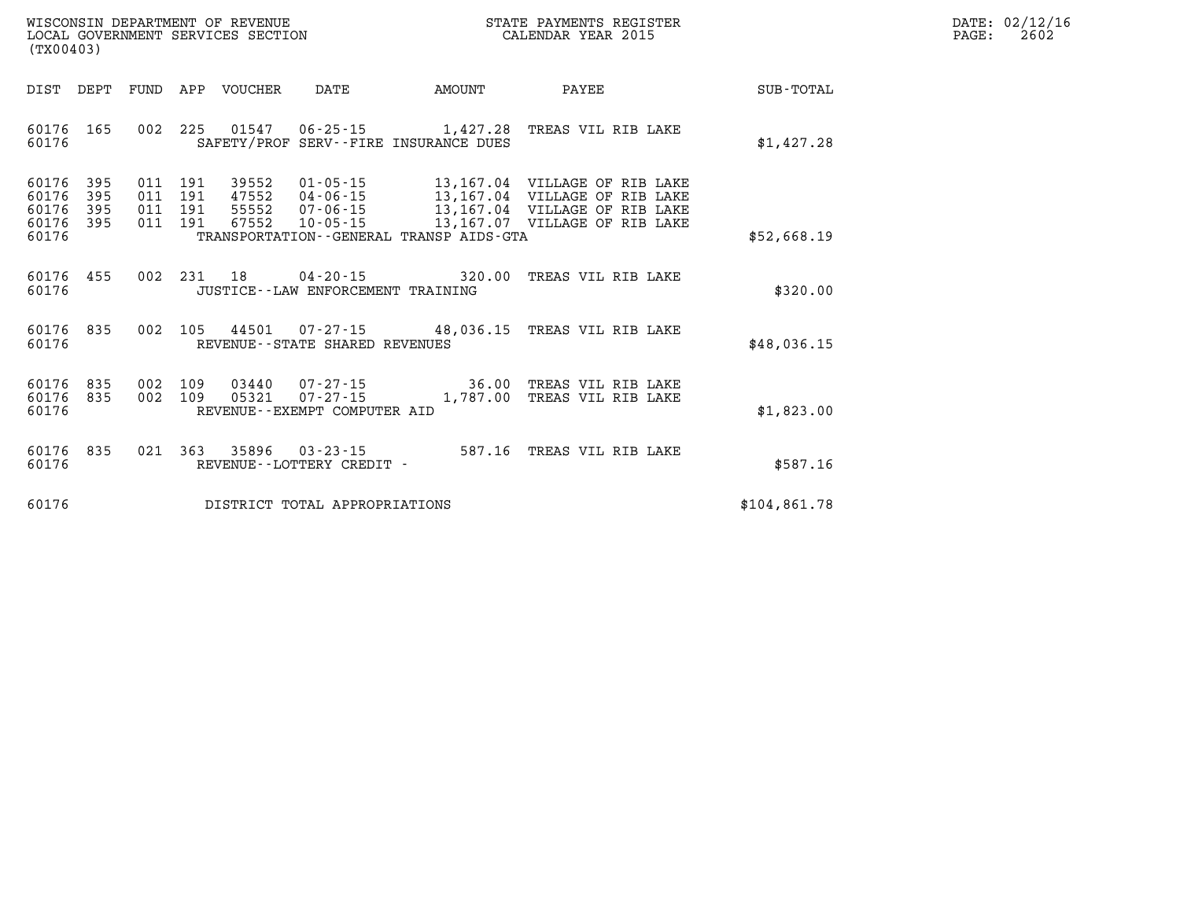WISCONSIN DEPARTMENT OF REVENUE
LOCAL GOVERNMENT SERVICES SECTION
(TX00403)

STATE PAYMENTS REGISTER
CALENDAR YEAR 2015

DATE: 02/12/16
PAGE: 2602

| DIST | DEPT | FUND | APP | VOUCHER | DATE | AMOUNT | PAYEE | SUB-TOTAL |
|---|---|---|---|---|---|---|---|---|
| 60176 | 165 | 002 | 225 | 01547 | 06-25-15 | 1,427.28 | TREAS VIL RIB LAKE | |
| 60176 | | | | SAFETY/PROF SERV--FIRE INSURANCE DUES | | | | $1,427.28 |
| 60176 | 395 | 011 | 191 | 39552 | 01-05-15 | 13,167.04 | VILLAGE OF RIB LAKE | |
| 60176 | 395 | 011 | 191 | 47552 | 04-06-15 | 13,167.04 | VILLAGE OF RIB LAKE | |
| 60176 | 395 | 011 | 191 | 55552 | 07-06-15 | 13,167.04 | VILLAGE OF RIB LAKE | |
| 60176 | 395 | 011 | 191 | 67552 | 10-05-15 | 13,167.07 | VILLAGE OF RIB LAKE | |
| 60176 | | | | TRANSPORTATION--GENERAL TRANSP AIDS-GTA | | | | $52,668.19 |
| 60176 | 455 | 002 | 231 | 18 | 04-20-15 | 320.00 | TREAS VIL RIB LAKE | |
| 60176 | | | | JUSTICE--LAW ENFORCEMENT TRAINING | | | | $320.00 |
| 60176 | 835 | 002 | 105 | 44501 | 07-27-15 | 48,036.15 | TREAS VIL RIB LAKE | |
| 60176 | | | | REVENUE--STATE SHARED REVENUES | | | | $48,036.15 |
| 60176 | 835 | 002 | 109 | 03440 | 07-27-15 | 36.00 | TREAS VIL RIB LAKE | |
| 60176 | 835 | 002 | 109 | 05321 | 07-27-15 | 1,787.00 | TREAS VIL RIB LAKE | |
| 60176 | | | | REVENUE--EXEMPT COMPUTER AID | | | | $1,823.00 |
| 60176 | 835 | 021 | 363 | 35896 | 03-23-15 | 587.16 | TREAS VIL RIB LAKE | |
| 60176 | | | | REVENUE--LOTTERY CREDIT - | | | | $587.16 |
| 60176 | | | | DISTRICT TOTAL APPROPRIATIONS | | | | $104,861.78 |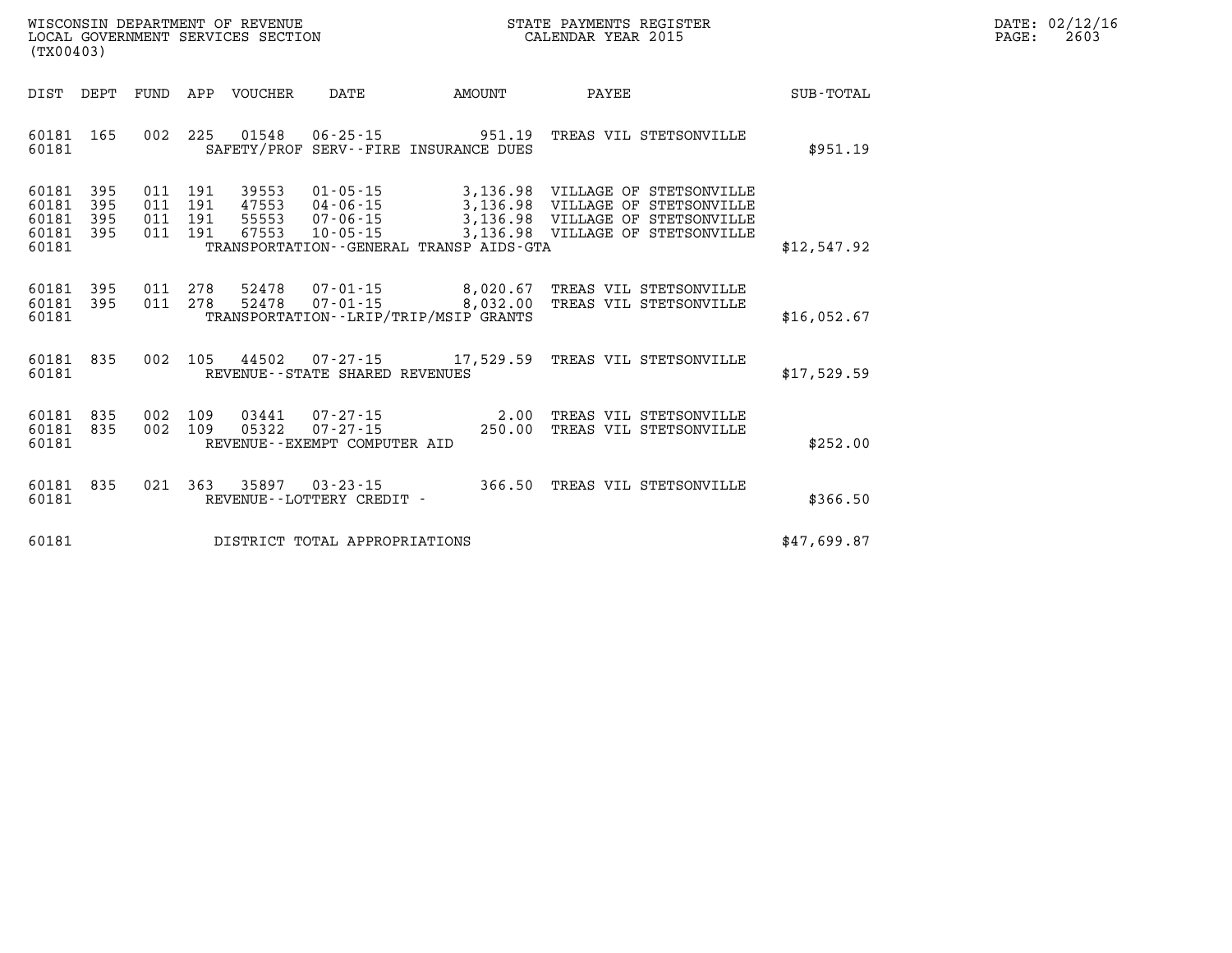WISCONSIN DEPARTMENT OF REVENUE
LOCAL GOVERNMENT SERVICES SECTION
(TX00403)

STATE PAYMENTS REGISTER
CALENDAR YEAR 2015

DATE: 02/12/16
PAGE: 2603

| DIST | DEPT | FUND | APP | VOUCHER | DATE | AMOUNT | PAYEE | SUB-TOTAL |
|---|---|---|---|---|---|---|---|---|
| 60181 | 165 | 002 | 225 | 01548 | 06-25-15 | 951.19 | TREAS VIL STETSONVILLE | |
| 60181 | | | | | SAFETY/PROF SERV--FIRE INSURANCE DUES | | | $951.19 |
| 60181 | 395 | 011 | 191 | 39553 | 01-05-15 | 3,136.98 | VILLAGE OF STETSONVILLE | |
| 60181 | 395 | 011 | 191 | 47553 | 04-06-15 | 3,136.98 | VILLAGE OF STETSONVILLE | |
| 60181 | 395 | 011 | 191 | 55553 | 07-06-15 | 3,136.98 | VILLAGE OF STETSONVILLE | |
| 60181 | 395 | 011 | 191 | 67553 | 10-05-15 | 3,136.98 | VILLAGE OF STETSONVILLE | |
| 60181 | | | | | TRANSPORTATION--GENERAL TRANSP AIDS-GTA | | | $12,547.92 |
| 60181 | 395 | 011 | 278 | 52478 | 07-01-15 | 8,020.67 | TREAS VIL STETSONVILLE | |
| 60181 | 395 | 011 | 278 | 52478 | 07-01-15 | 8,032.00 | TREAS VIL STETSONVILLE | |
| 60181 | | | | | TRANSPORTATION--LRIP/TRIP/MSIP GRANTS | | | $16,052.67 |
| 60181 | 835 | 002 | 105 | 44502 | 07-27-15 | 17,529.59 | TREAS VIL STETSONVILLE | |
| 60181 | | | | | REVENUE--STATE SHARED REVENUES | | | $17,529.59 |
| 60181 | 835 | 002 | 109 | 03441 | 07-27-15 | 2.00 | TREAS VIL STETSONVILLE | |
| 60181 | 835 | 002 | 109 | 05322 | 07-27-15 | 250.00 | TREAS VIL STETSONVILLE | |
| 60181 | | | | | REVENUE--EXEMPT COMPUTER AID | | | $252.00 |
| 60181 | 835 | 021 | 363 | 35897 | 03-23-15 | 366.50 | TREAS VIL STETSONVILLE | |
| 60181 | | | | | REVENUE--LOTTERY CREDIT - | | | $366.50 |
| 60181 | | | | | DISTRICT TOTAL APPROPRIATIONS | | | $47,699.87 |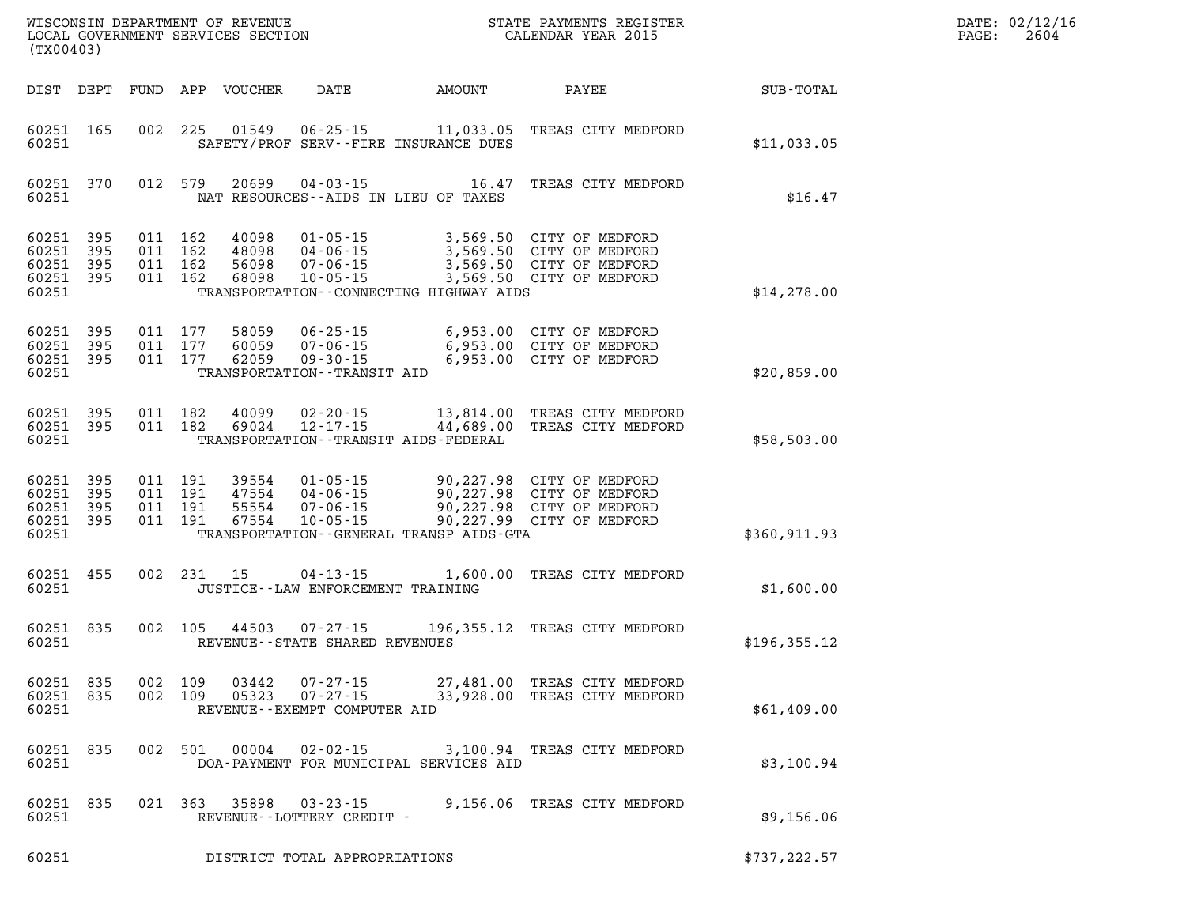WISCONSIN DEPARTMENT OF REVENUE
LOCAL GOVERNMENT SERVICES SECTION
(TX00403)

STATE PAYMENTS REGISTER
CALENDAR YEAR 2015

DATE: 02/12/16
PAGE: 2604

| DIST | DEPT | FUND | APP | VOUCHER | DATE | AMOUNT | PAYEE | SUB-TOTAL |
|---|---|---|---|---|---|---|---|---|
| 60251 | 165 | 002 | 225 | 01549 | 06-25-15 | 11,033.05 | TREAS CITY MEDFORD | |
| 60251 | | | | SAFETY/PROF SERV--FIRE INSURANCE DUES | | | | $11,033.05 |
| 60251 | 370 | 012 | 579 | 20699 | 04-03-15 | 16.47 | TREAS CITY MEDFORD | |
| 60251 | | | | NAT RESOURCES--AIDS IN LIEU OF TAXES | | | | $16.47 |
| 60251 | 395 | 011 | 162 | 40098 | 01-05-15 | 3,569.50 | CITY OF MEDFORD | |
| 60251 | 395 | 011 | 162 | 48098 | 04-06-15 | 3,569.50 | CITY OF MEDFORD | |
| 60251 | 395 | 011 | 162 | 56098 | 07-06-15 | 3,569.50 | CITY OF MEDFORD | |
| 60251 | 395 | 011 | 162 | 68098 | 10-05-15 | 3,569.50 | CITY OF MEDFORD | |
| 60251 | | | | TRANSPORTATION--CONNECTING HIGHWAY AIDS | | | | $14,278.00 |
| 60251 | 395 | 011 | 177 | 58059 | 06-25-15 | 6,953.00 | CITY OF MEDFORD | |
| 60251 | 395 | 011 | 177 | 60059 | 07-06-15 | 6,953.00 | CITY OF MEDFORD | |
| 60251 | 395 | 011 | 177 | 62059 | 09-30-15 | 6,953.00 | CITY OF MEDFORD | |
| 60251 | | | | TRANSPORTATION--TRANSIT AID | | | | $20,859.00 |
| 60251 | 395 | 011 | 182 | 40099 | 02-20-15 | 13,814.00 | TREAS CITY MEDFORD | |
| 60251 | 395 | 011 | 182 | 69024 | 12-17-15 | 44,689.00 | TREAS CITY MEDFORD | |
| 60251 | | | | TRANSPORTATION--TRANSIT AIDS-FEDERAL | | | | $58,503.00 |
| 60251 | 395 | 011 | 191 | 39554 | 01-05-15 | 90,227.98 | CITY OF MEDFORD | |
| 60251 | 395 | 011 | 191 | 47554 | 04-06-15 | 90,227.98 | CITY OF MEDFORD | |
| 60251 | 395 | 011 | 191 | 55554 | 07-06-15 | 90,227.98 | CITY OF MEDFORD | |
| 60251 | 395 | 011 | 191 | 67554 | 10-05-15 | 90,227.99 | CITY OF MEDFORD | |
| 60251 | | | | TRANSPORTATION--GENERAL TRANSP AIDS-GTA | | | | $360,911.93 |
| 60251 | 455 | 002 | 231 | 15 | 04-13-15 | 1,600.00 | TREAS CITY MEDFORD | |
| 60251 | | | | JUSTICE--LAW ENFORCEMENT TRAINING | | | | $1,600.00 |
| 60251 | 835 | 002 | 105 | 44503 | 07-27-15 | 196,355.12 | TREAS CITY MEDFORD | |
| 60251 | | | | REVENUE--STATE SHARED REVENUES | | | | $196,355.12 |
| 60251 | 835 | 002 | 109 | 03442 | 07-27-15 | 27,481.00 | TREAS CITY MEDFORD | |
| 60251 | 835 | 002 | 109 | 05323 | 07-27-15 | 33,928.00 | TREAS CITY MEDFORD | |
| 60251 | | | | REVENUE--EXEMPT COMPUTER AID | | | | $61,409.00 |
| 60251 | 835 | 002 | 501 | 00004 | 02-02-15 | 3,100.94 | TREAS CITY MEDFORD | |
| 60251 | | | | DOA-PAYMENT FOR MUNICIPAL SERVICES AID | | | | $3,100.94 |
| 60251 | 835 | 021 | 363 | 35898 | 03-23-15 | 9,156.06 | TREAS CITY MEDFORD | |
| 60251 | | | | REVENUE--LOTTERY CREDIT - | | | | $9,156.06 |
| 60251 | | | | DISTRICT TOTAL APPROPRIATIONS | | | | $737,222.57 |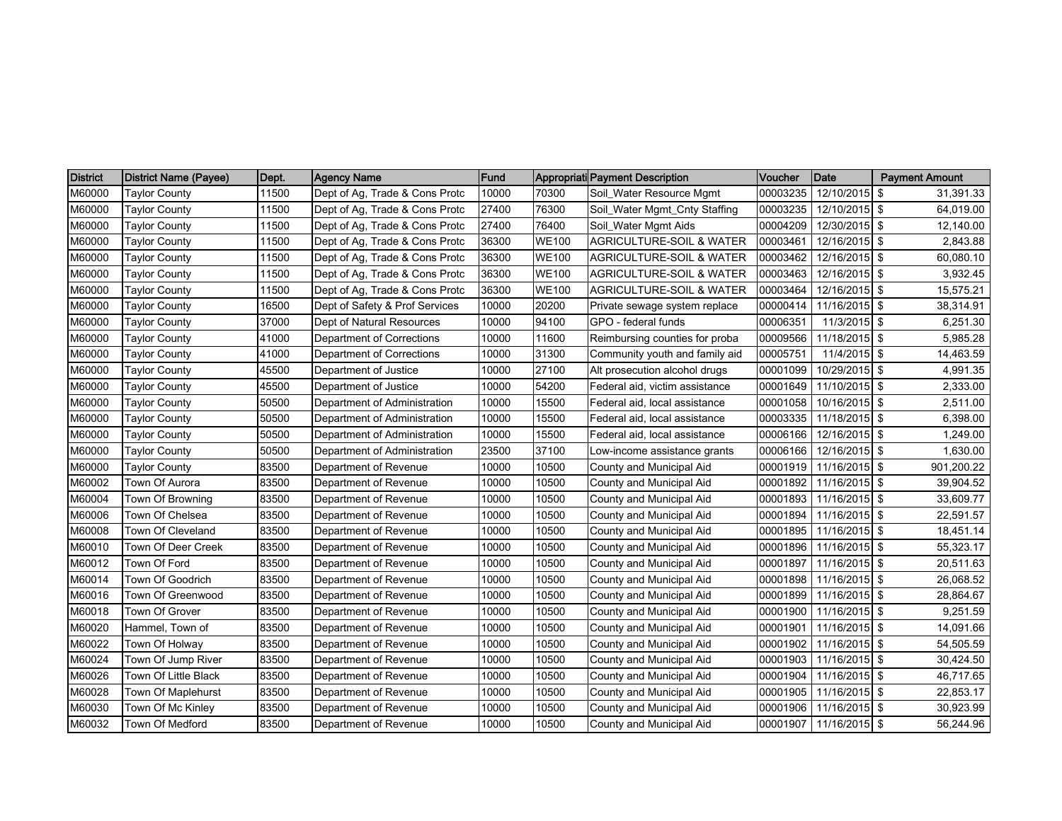| District | District Name (Payee) | Dept. | Agency Name | Fund | Appropriati | Payment Description | Voucher | Date | Payment Amount |
|---|---|---|---|---|---|---|---|---|---|
| M60000 | Taylor County | 11500 | Dept of Ag, Trade & Cons Protc | 10000 | 70300 | Soil_Water Resource Mgmt | 00003235 | 12/10/2015 | $ 31,391.33 |
| M60000 | Taylor County | 11500 | Dept of Ag, Trade & Cons Protc | 27400 | 76300 | Soil_Water Mgmt_Cnty Staffing | 00003235 | 12/10/2015 | $ 64,019.00 |
| M60000 | Taylor County | 11500 | Dept of Ag, Trade & Cons Protc | 27400 | 76400 | Soil_Water Mgmt Aids | 00004209 | 12/30/2015 | $ 12,140.00 |
| M60000 | Taylor County | 11500 | Dept of Ag, Trade & Cons Protc | 36300 | WE100 | AGRICULTURE-SOIL & WATER | 00003461 | 12/16/2015 | $ 2,843.88 |
| M60000 | Taylor County | 11500 | Dept of Ag, Trade & Cons Protc | 36300 | WE100 | AGRICULTURE-SOIL & WATER | 00003462 | 12/16/2015 | $ 60,080.10 |
| M60000 | Taylor County | 11500 | Dept of Ag, Trade & Cons Protc | 36300 | WE100 | AGRICULTURE-SOIL & WATER | 00003463 | 12/16/2015 | $ 3,932.45 |
| M60000 | Taylor County | 11500 | Dept of Ag, Trade & Cons Protc | 36300 | WE100 | AGRICULTURE-SOIL & WATER | 00003464 | 12/16/2015 | $ 15,575.21 |
| M60000 | Taylor County | 16500 | Dept of Safety & Prof Services | 10000 | 20200 | Private sewage system replace | 00000414 | 11/16/2015 | $ 38,314.91 |
| M60000 | Taylor County | 37000 | Dept of Natural Resources | 10000 | 94100 | GPO - federal funds | 00006351 | 11/3/2015 | $ 6,251.30 |
| M60000 | Taylor County | 41000 | Department of Corrections | 10000 | 11600 | Reimbursing counties for proba | 00009566 | 11/18/2015 | $ 5,985.28 |
| M60000 | Taylor County | 41000 | Department of Corrections | 10000 | 31300 | Community youth and family aid | 00005751 | 11/4/2015 | $ 14,463.59 |
| M60000 | Taylor County | 45500 | Department of Justice | 10000 | 27100 | Alt prosecution alcohol drugs | 00001099 | 10/29/2015 | $ 4,991.35 |
| M60000 | Taylor County | 45500 | Department of Justice | 10000 | 54200 | Federal aid, victim assistance | 00001649 | 11/10/2015 | $ 2,333.00 |
| M60000 | Taylor County | 50500 | Department of Administration | 10000 | 15500 | Federal aid, local assistance | 00001058 | 10/16/2015 | $ 2,511.00 |
| M60000 | Taylor County | 50500 | Department of Administration | 10000 | 15500 | Federal aid, local assistance | 00003335 | 11/18/2015 | $ 6,398.00 |
| M60000 | Taylor County | 50500 | Department of Administration | 10000 | 15500 | Federal aid, local assistance | 00006166 | 12/16/2015 | $ 1,249.00 |
| M60000 | Taylor County | 50500 | Department of Administration | 23500 | 37100 | Low-income assistance grants | 00006166 | 12/16/2015 | $ 1,630.00 |
| M60000 | Taylor County | 83500 | Department of Revenue | 10000 | 10500 | County and Municipal Aid | 00001919 | 11/16/2015 | $ 901,200.22 |
| M60002 | Town Of Aurora | 83500 | Department of Revenue | 10000 | 10500 | County and Municipal Aid | 00001892 | 11/16/2015 | $ 39,904.52 |
| M60004 | Town Of Browning | 83500 | Department of Revenue | 10000 | 10500 | County and Municipal Aid | 00001893 | 11/16/2015 | $ 33,609.77 |
| M60006 | Town Of Chelsea | 83500 | Department of Revenue | 10000 | 10500 | County and Municipal Aid | 00001894 | 11/16/2015 | $ 22,591.57 |
| M60008 | Town Of Cleveland | 83500 | Department of Revenue | 10000 | 10500 | County and Municipal Aid | 00001895 | 11/16/2015 | $ 18,451.14 |
| M60010 | Town Of Deer Creek | 83500 | Department of Revenue | 10000 | 10500 | County and Municipal Aid | 00001896 | 11/16/2015 | $ 55,323.17 |
| M60012 | Town Of Ford | 83500 | Department of Revenue | 10000 | 10500 | County and Municipal Aid | 00001897 | 11/16/2015 | $ 20,511.63 |
| M60014 | Town Of Goodrich | 83500 | Department of Revenue | 10000 | 10500 | County and Municipal Aid | 00001898 | 11/16/2015 | $ 26,068.52 |
| M60016 | Town Of Greenwood | 83500 | Department of Revenue | 10000 | 10500 | County and Municipal Aid | 00001899 | 11/16/2015 | $ 28,864.67 |
| M60018 | Town Of Grover | 83500 | Department of Revenue | 10000 | 10500 | County and Municipal Aid | 00001900 | 11/16/2015 | $ 9,251.59 |
| M60020 | Hammel, Town of | 83500 | Department of Revenue | 10000 | 10500 | County and Municipal Aid | 00001901 | 11/16/2015 | $ 14,091.66 |
| M60022 | Town Of Holway | 83500 | Department of Revenue | 10000 | 10500 | County and Municipal Aid | 00001902 | 11/16/2015 | $ 54,505.59 |
| M60024 | Town Of Jump River | 83500 | Department of Revenue | 10000 | 10500 | County and Municipal Aid | 00001903 | 11/16/2015 | $ 30,424.50 |
| M60026 | Town Of Little Black | 83500 | Department of Revenue | 10000 | 10500 | County and Municipal Aid | 00001904 | 11/16/2015 | $ 46,717.65 |
| M60028 | Town Of Maplehurst | 83500 | Department of Revenue | 10000 | 10500 | County and Municipal Aid | 00001905 | 11/16/2015 | $ 22,853.17 |
| M60030 | Town Of Mc Kinley | 83500 | Department of Revenue | 10000 | 10500 | County and Municipal Aid | 00001906 | 11/16/2015 | $ 30,923.99 |
| M60032 | Town Of Medford | 83500 | Department of Revenue | 10000 | 10500 | County and Municipal Aid | 00001907 | 11/16/2015 | $ 56,244.96 |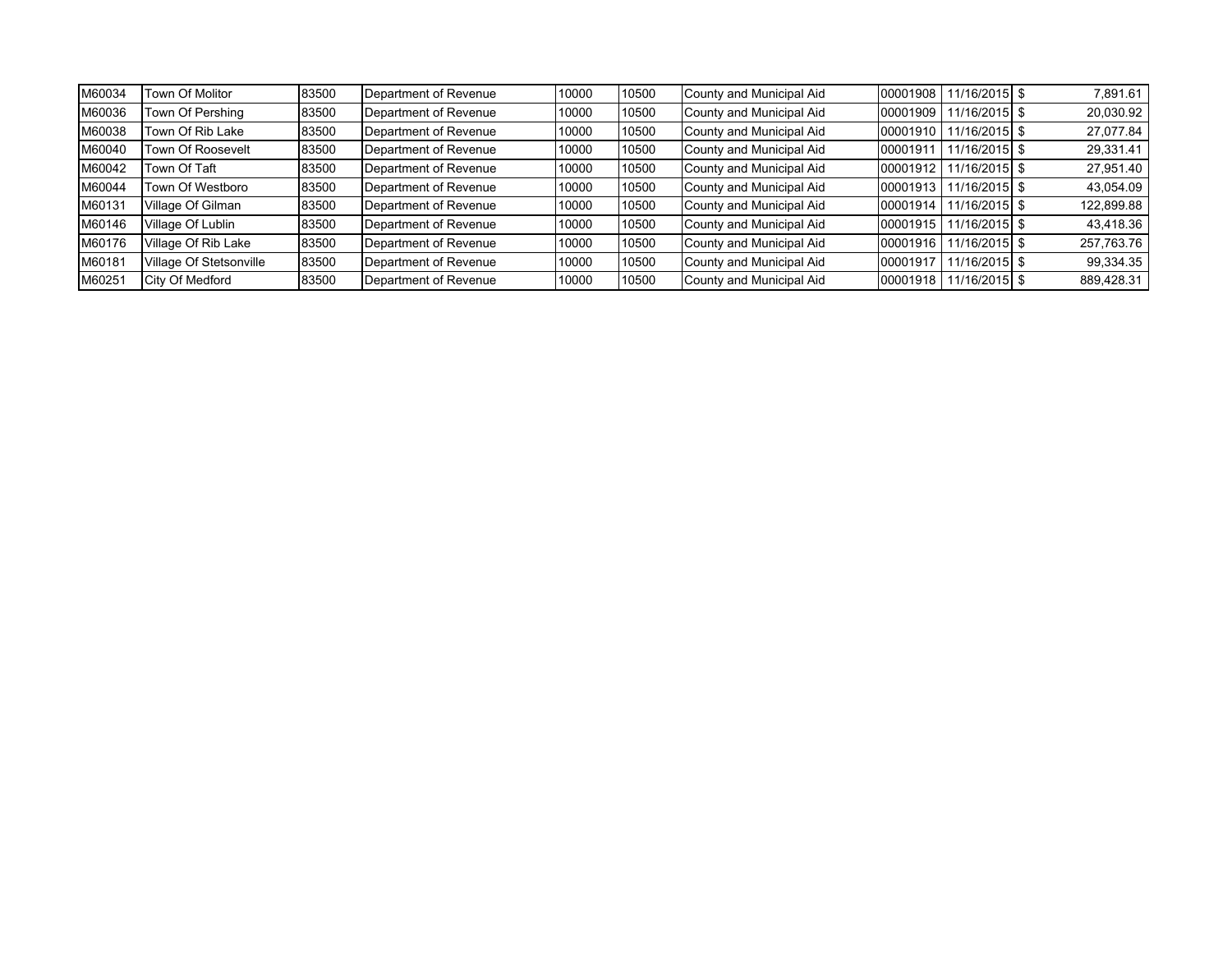| | | | | | | | | | | |
|---|---|---|---|---|---|---|---|---|---|---|
| M60034 | Town Of Molitor | 83500 | Department of Revenue | 10000 | 10500 | County and Municipal Aid | 00001908 | 11/16/2015 | $ | 7,891.61 |
| M60036 | Town Of Pershing | 83500 | Department of Revenue | 10000 | 10500 | County and Municipal Aid | 00001909 | 11/16/2015 | $ | 20,030.92 |
| M60038 | Town Of Rib Lake | 83500 | Department of Revenue | 10000 | 10500 | County and Municipal Aid | 00001910 | 11/16/2015 | $ | 27,077.84 |
| M60040 | Town Of Roosevelt | 83500 | Department of Revenue | 10000 | 10500 | County and Municipal Aid | 00001911 | 11/16/2015 | $ | 29,331.41 |
| M60042 | Town Of Taft | 83500 | Department of Revenue | 10000 | 10500 | County and Municipal Aid | 00001912 | 11/16/2015 | $ | 27,951.40 |
| M60044 | Town Of Westboro | 83500 | Department of Revenue | 10000 | 10500 | County and Municipal Aid | 00001913 | 11/16/2015 | $ | 43,054.09 |
| M60131 | Village Of Gilman | 83500 | Department of Revenue | 10000 | 10500 | County and Municipal Aid | 00001914 | 11/16/2015 | $ | 122,899.88 |
| M60146 | Village Of Lublin | 83500 | Department of Revenue | 10000 | 10500 | County and Municipal Aid | 00001915 | 11/16/2015 | $ | 43,418.36 |
| M60176 | Village Of Rib Lake | 83500 | Department of Revenue | 10000 | 10500 | County and Municipal Aid | 00001916 | 11/16/2015 | $ | 257,763.76 |
| M60181 | Village Of Stetsonville | 83500 | Department of Revenue | 10000 | 10500 | County and Municipal Aid | 00001917 | 11/16/2015 | $ | 99,334.35 |
| M60251 | City Of Medford | 83500 | Department of Revenue | 10000 | 10500 | County and Municipal Aid | 00001918 | 11/16/2015 | $ | 889,428.31 |